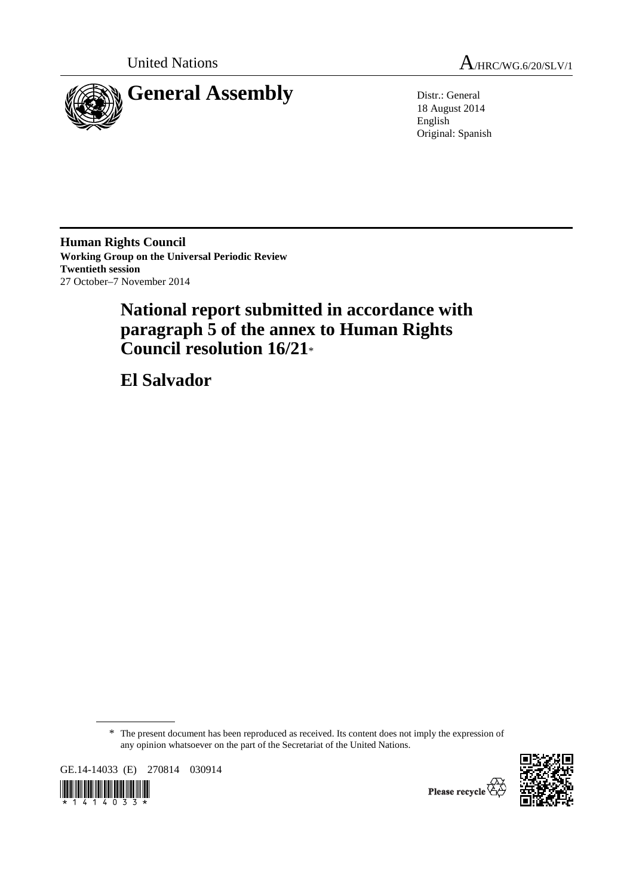United Nations

A/HRC/WG.6/20/SLV/1

# General Assembly

Distr.: General
18 August 2014
English
Original: Spanish

**Human Rights Council**
**Working Group on the Universal Periodic Review**
**Twentieth session**
27 October–7 November 2014

## National report submitted in accordance with paragraph 5 of the annex to Human Rights Council resolution 16/21*

## El Salvador

\* The present document has been reproduced as received. Its content does not imply the expression of any opinion whatsoever on the part of the Secretariat of the United Nations.

GE.14-14033 (E) 270814 030914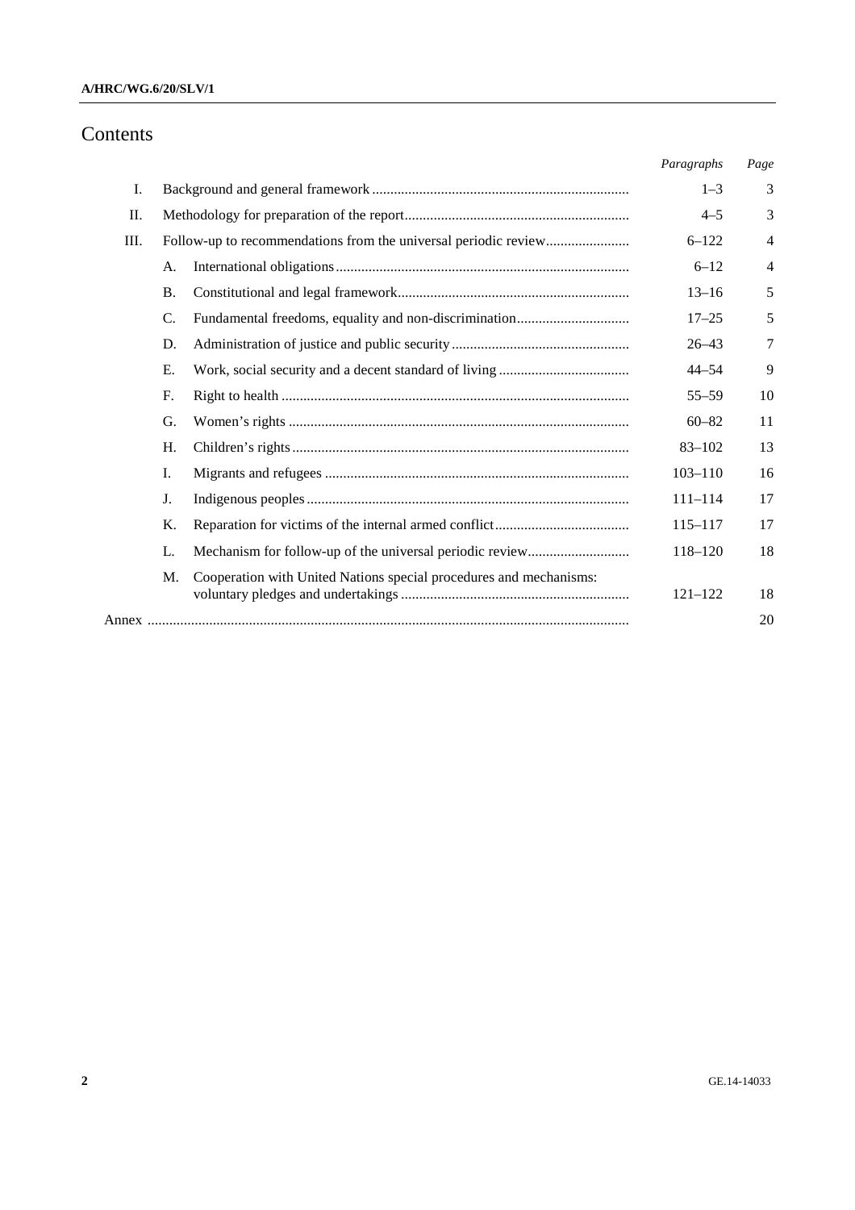# Contents

| | | | Paragraphs | Page |
|---|---|---|---|---|
| I. | Background and general framework | | 1–3 | 3 |
| II. | Methodology for preparation of the report | | 4–5 | 3 |
| III. | Follow-up to recommendations from the universal periodic review | | 6–122 | 4 |
| | A. | International obligations | 6–12 | 4 |
| | B. | Constitutional and legal framework | 13–16 | 5 |
| | C. | Fundamental freedoms, equality and non-discrimination | 17–25 | 5 |
| | D. | Administration of justice and public security | 26–43 | 7 |
| | E. | Work, social security and a decent standard of living | 44–54 | 9 |
| | F. | Right to health | 55–59 | 10 |
| | G. | Women's rights | 60–82 | 11 |
| | H. | Children's rights | 83–102 | 13 |
| | I. | Migrants and refugees | 103–110 | 16 |
| | J. | Indigenous peoples | 111–114 | 17 |
| | K. | Reparation for victims of the internal armed conflict | 115–117 | 17 |
| | L. | Mechanism for follow-up of the universal periodic review | 118–120 | 18 |
| | M. | Cooperation with United Nations special procedures and mechanisms: voluntary pledges and undertakings | 121–122 | 18 |
| Annex | | | | 20 |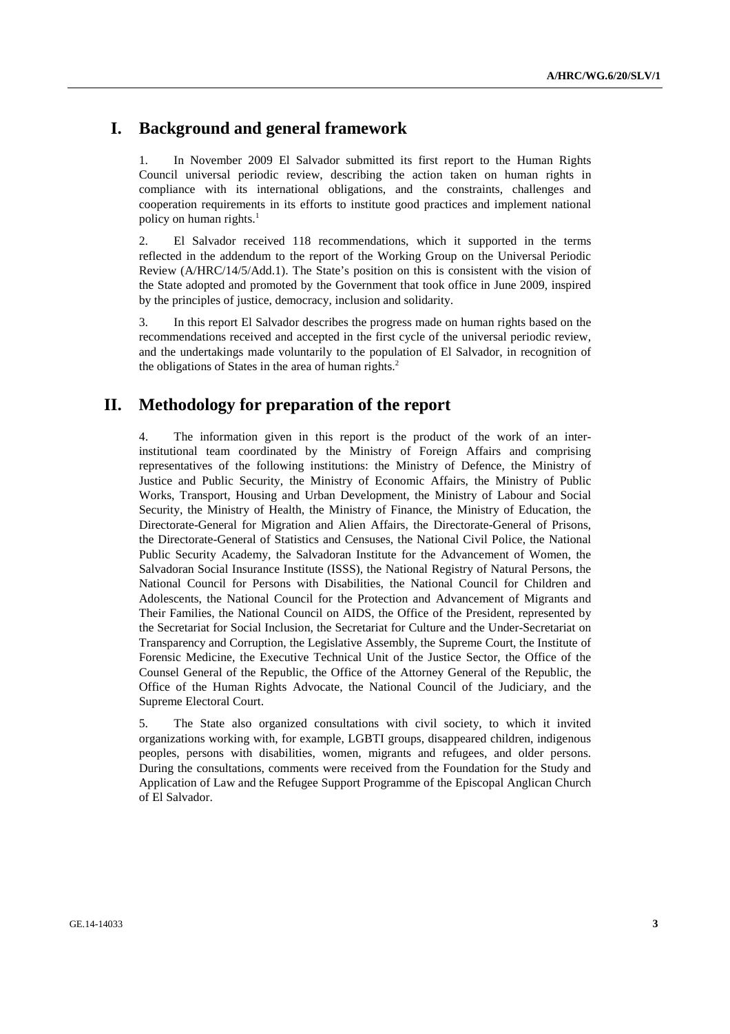# I. Background and general framework

1. In November 2009 El Salvador submitted its first report to the Human Rights Council universal periodic review, describing the action taken on human rights in compliance with its international obligations, and the constraints, challenges and cooperation requirements in its efforts to institute good practices and implement national policy on human rights.[1]

2. El Salvador received 118 recommendations, which it supported in the terms reflected in the addendum to the report of the Working Group on the Universal Periodic Review (A/HRC/14/5/Add.1). The State's position on this is consistent with the vision of the State adopted and promoted by the Government that took office in June 2009, inspired by the principles of justice, democracy, inclusion and solidarity.

3. In this report El Salvador describes the progress made on human rights based on the recommendations received and accepted in the first cycle of the universal periodic review, and the undertakings made voluntarily to the population of El Salvador, in recognition of the obligations of States in the area of human rights.[2]

# II. Methodology for preparation of the report

4. The information given in this report is the product of the work of an inter-institutional team coordinated by the Ministry of Foreign Affairs and comprising representatives of the following institutions: the Ministry of Defence, the Ministry of Justice and Public Security, the Ministry of Economic Affairs, the Ministry of Public Works, Transport, Housing and Urban Development, the Ministry of Labour and Social Security, the Ministry of Health, the Ministry of Finance, the Ministry of Education, the Directorate-General for Migration and Alien Affairs, the Directorate-General of Prisons, the Directorate-General of Statistics and Censuses, the National Civil Police, the National Public Security Academy, the Salvadoran Institute for the Advancement of Women, the Salvadoran Social Insurance Institute (ISSS), the National Registry of Natural Persons, the National Council for Persons with Disabilities, the National Council for Children and Adolescents, the National Council for the Protection and Advancement of Migrants and Their Families, the National Council on AIDS, the Office of the President, represented by the Secretariat for Social Inclusion, the Secretariat for Culture and the Under-Secretariat on Transparency and Corruption, the Legislative Assembly, the Supreme Court, the Institute of Forensic Medicine, the Executive Technical Unit of the Justice Sector, the Office of the Counsel General of the Republic, the Office of the Attorney General of the Republic, the Office of the Human Rights Advocate, the National Council of the Judiciary, and the Supreme Electoral Court.

5. The State also organized consultations with civil society, to which it invited organizations working with, for example, LGBTI groups, disappeared children, indigenous peoples, persons with disabilities, women, migrants and refugees, and older persons. During the consultations, comments were received from the Foundation for the Study and Application of Law and the Refugee Support Programme of the Episcopal Anglican Church of El Salvador.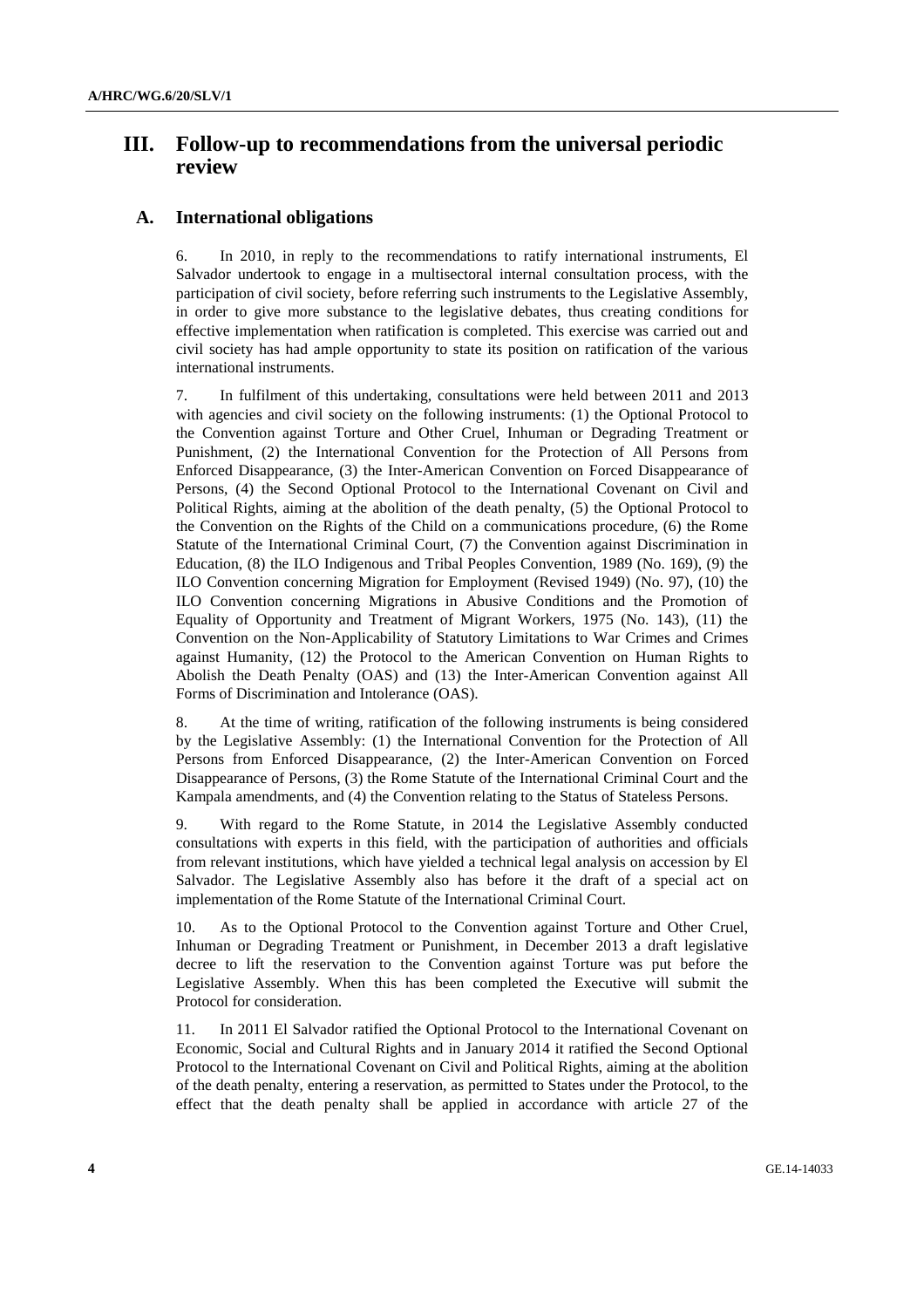## III. Follow-up to recommendations from the universal periodic review

### A. International obligations

6. In 2010, in reply to the recommendations to ratify international instruments, El Salvador undertook to engage in a multisectoral internal consultation process, with the participation of civil society, before referring such instruments to the Legislative Assembly, in order to give more substance to the legislative debates, thus creating conditions for effective implementation when ratification is completed. This exercise was carried out and civil society has had ample opportunity to state its position on ratification of the various international instruments.

7. In fulfilment of this undertaking, consultations were held between 2011 and 2013 with agencies and civil society on the following instruments: (1) the Optional Protocol to the Convention against Torture and Other Cruel, Inhuman or Degrading Treatment or Punishment, (2) the International Convention for the Protection of All Persons from Enforced Disappearance, (3) the Inter-American Convention on Forced Disappearance of Persons, (4) the Second Optional Protocol to the International Covenant on Civil and Political Rights, aiming at the abolition of the death penalty, (5) the Optional Protocol to the Convention on the Rights of the Child on a communications procedure, (6) the Rome Statute of the International Criminal Court, (7) the Convention against Discrimination in Education, (8) the ILO Indigenous and Tribal Peoples Convention, 1989 (No. 169), (9) the ILO Convention concerning Migration for Employment (Revised 1949) (No. 97), (10) the ILO Convention concerning Migrations in Abusive Conditions and the Promotion of Equality of Opportunity and Treatment of Migrant Workers, 1975 (No. 143), (11) the Convention on the Non-Applicability of Statutory Limitations to War Crimes and Crimes against Humanity, (12) the Protocol to the American Convention on Human Rights to Abolish the Death Penalty (OAS) and (13) the Inter-American Convention against All Forms of Discrimination and Intolerance (OAS).

8. At the time of writing, ratification of the following instruments is being considered by the Legislative Assembly: (1) the International Convention for the Protection of All Persons from Enforced Disappearance, (2) the Inter-American Convention on Forced Disappearance of Persons, (3) the Rome Statute of the International Criminal Court and the Kampala amendments, and (4) the Convention relating to the Status of Stateless Persons.

9. With regard to the Rome Statute, in 2014 the Legislative Assembly conducted consultations with experts in this field, with the participation of authorities and officials from relevant institutions, which have yielded a technical legal analysis on accession by El Salvador. The Legislative Assembly also has before it the draft of a special act on implementation of the Rome Statute of the International Criminal Court.

10. As to the Optional Protocol to the Convention against Torture and Other Cruel, Inhuman or Degrading Treatment or Punishment, in December 2013 a draft legislative decree to lift the reservation to the Convention against Torture was put before the Legislative Assembly. When this has been completed the Executive will submit the Protocol for consideration.

11. In 2011 El Salvador ratified the Optional Protocol to the International Covenant on Economic, Social and Cultural Rights and in January 2014 it ratified the Second Optional Protocol to the International Covenant on Civil and Political Rights, aiming at the abolition of the death penalty, entering a reservation, as permitted to States under the Protocol, to the effect that the death penalty shall be applied in accordance with article 27 of the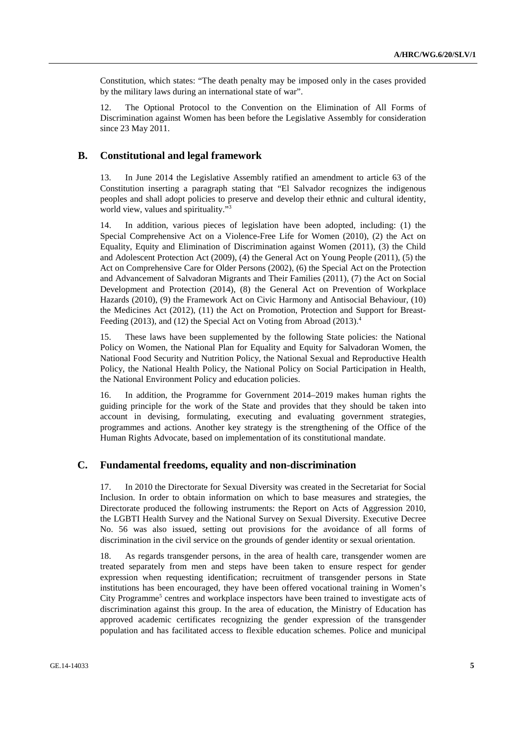Constitution, which states: "The death penalty may be imposed only in the cases provided by the military laws during an international state of war".

12. The Optional Protocol to the Convention on the Elimination of All Forms of Discrimination against Women has been before the Legislative Assembly for consideration since 23 May 2011.

## B. Constitutional and legal framework

13. In June 2014 the Legislative Assembly ratified an amendment to article 63 of the Constitution inserting a paragraph stating that "El Salvador recognizes the indigenous peoples and shall adopt policies to preserve and develop their ethnic and cultural identity, world view, values and spirituality."[3]

14. In addition, various pieces of legislation have been adopted, including: (1) the Special Comprehensive Act on a Violence-Free Life for Women (2010), (2) the Act on Equality, Equity and Elimination of Discrimination against Women (2011), (3) the Child and Adolescent Protection Act (2009), (4) the General Act on Young People (2011), (5) the Act on Comprehensive Care for Older Persons (2002), (6) the Special Act on the Protection and Advancement of Salvadoran Migrants and Their Families (2011), (7) the Act on Social Development and Protection (2014), (8) the General Act on Prevention of Workplace Hazards (2010), (9) the Framework Act on Civic Harmony and Antisocial Behaviour, (10) the Medicines Act (2012), (11) the Act on Promotion, Protection and Support for Breast-Feeding (2013), and (12) the Special Act on Voting from Abroad (2013).[4]

15. These laws have been supplemented by the following State policies: the National Policy on Women, the National Plan for Equality and Equity for Salvadoran Women, the National Food Security and Nutrition Policy, the National Sexual and Reproductive Health Policy, the National Health Policy, the National Policy on Social Participation in Health, the National Environment Policy and education policies.

16. In addition, the Programme for Government 2014–2019 makes human rights the guiding principle for the work of the State and provides that they should be taken into account in devising, formulating, executing and evaluating government strategies, programmes and actions. Another key strategy is the strengthening of the Office of the Human Rights Advocate, based on implementation of its constitutional mandate.

## C. Fundamental freedoms, equality and non-discrimination

17. In 2010 the Directorate for Sexual Diversity was created in the Secretariat for Social Inclusion. In order to obtain information on which to base measures and strategies, the Directorate produced the following instruments: the Report on Acts of Aggression 2010, the LGBTI Health Survey and the National Survey on Sexual Diversity. Executive Decree No. 56 was also issued, setting out provisions for the avoidance of all forms of discrimination in the civil service on the grounds of gender identity or sexual orientation.

18. As regards transgender persons, in the area of health care, transgender women are treated separately from men and steps have been taken to ensure respect for gender expression when requesting identification; recruitment of transgender persons in State institutions has been encouraged, they have been offered vocational training in Women's City Programme[5] centres and workplace inspectors have been trained to investigate acts of discrimination against this group. In the area of education, the Ministry of Education has approved academic certificates recognizing the gender expression of the transgender population and has facilitated access to flexible education schemes. Police and municipal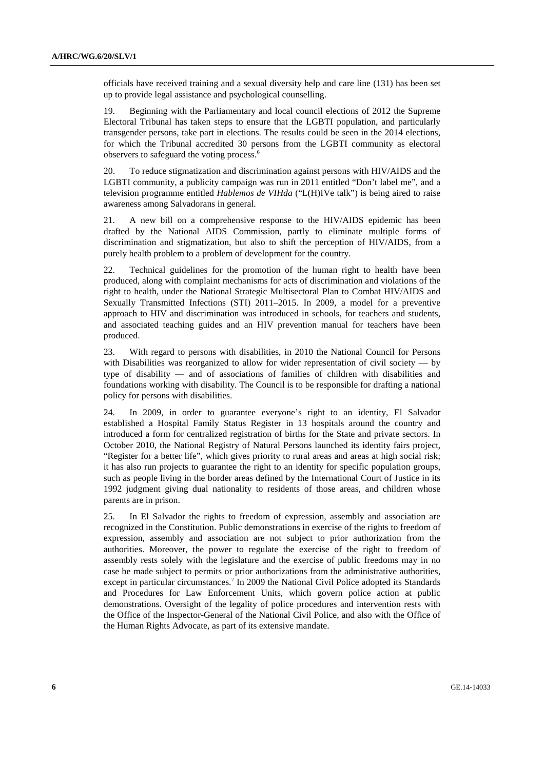officials have received training and a sexual diversity help and care line (131) has been set up to provide legal assistance and psychological counselling.

19. Beginning with the Parliamentary and local council elections of 2012 the Supreme Electoral Tribunal has taken steps to ensure that the LGBTI population, and particularly transgender persons, take part in elections. The results could be seen in the 2014 elections, for which the Tribunal accredited 30 persons from the LGBTI community as electoral observers to safeguard the voting process.[6]

20. To reduce stigmatization and discrimination against persons with HIV/AIDS and the LGBTI community, a publicity campaign was run in 2011 entitled "Don't label me", and a television programme entitled *Hablemos de VIHda* ("L(H)IVe talk") is being aired to raise awareness among Salvadorans in general.

21. A new bill on a comprehensive response to the HIV/AIDS epidemic has been drafted by the National AIDS Commission, partly to eliminate multiple forms of discrimination and stigmatization, but also to shift the perception of HIV/AIDS, from a purely health problem to a problem of development for the country.

22. Technical guidelines for the promotion of the human right to health have been produced, along with complaint mechanisms for acts of discrimination and violations of the right to health, under the National Strategic Multisectoral Plan to Combat HIV/AIDS and Sexually Transmitted Infections (STI) 2011–2015. In 2009, a model for a preventive approach to HIV and discrimination was introduced in schools, for teachers and students, and associated teaching guides and an HIV prevention manual for teachers have been produced.

23. With regard to persons with disabilities, in 2010 the National Council for Persons with Disabilities was reorganized to allow for wider representation of civil society — by type of disability — and of associations of families of children with disabilities and foundations working with disability. The Council is to be responsible for drafting a national policy for persons with disabilities.

24. In 2009, in order to guarantee everyone's right to an identity, El Salvador established a Hospital Family Status Register in 13 hospitals around the country and introduced a form for centralized registration of births for the State and private sectors. In October 2010, the National Registry of Natural Persons launched its identity fairs project, "Register for a better life", which gives priority to rural areas and areas at high social risk; it has also run projects to guarantee the right to an identity for specific population groups, such as people living in the border areas defined by the International Court of Justice in its 1992 judgment giving dual nationality to residents of those areas, and children whose parents are in prison.

25. In El Salvador the rights to freedom of expression, assembly and association are recognized in the Constitution. Public demonstrations in exercise of the rights to freedom of expression, assembly and association are not subject to prior authorization from the authorities. Moreover, the power to regulate the exercise of the right to freedom of assembly rests solely with the legislature and the exercise of public freedoms may in no case be made subject to permits or prior authorizations from the administrative authorities, except in particular circumstances.[7] In 2009 the National Civil Police adopted its Standards and Procedures for Law Enforcement Units, which govern police action at public demonstrations. Oversight of the legality of police procedures and intervention rests with the Office of the Inspector-General of the National Civil Police, and also with the Office of the Human Rights Advocate, as part of its extensive mandate.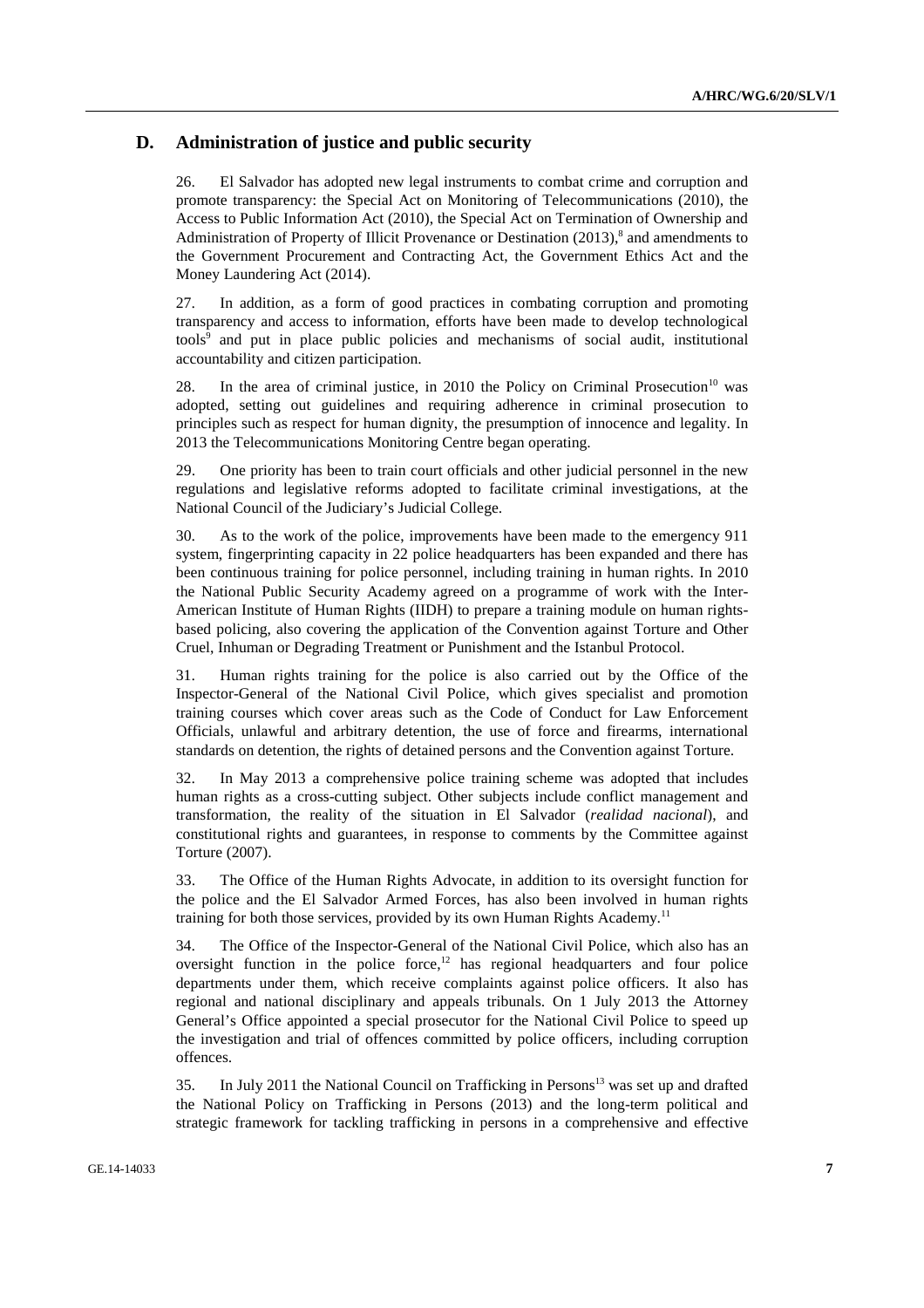## D. Administration of justice and public security

26. El Salvador has adopted new legal instruments to combat crime and corruption and promote transparency: the Special Act on Monitoring of Telecommunications (2010), the Access to Public Information Act (2010), the Special Act on Termination of Ownership and Administration of Property of Illicit Provenance or Destination (2013),[8] and amendments to the Government Procurement and Contracting Act, the Government Ethics Act and the Money Laundering Act (2014).

27. In addition, as a form of good practices in combating corruption and promoting transparency and access to information, efforts have been made to develop technological tools[9] and put in place public policies and mechanisms of social audit, institutional accountability and citizen participation.

28. In the area of criminal justice, in 2010 the Policy on Criminal Prosecution[10] was adopted, setting out guidelines and requiring adherence in criminal prosecution to principles such as respect for human dignity, the presumption of innocence and legality. In 2013 the Telecommunications Monitoring Centre began operating.

29. One priority has been to train court officials and other judicial personnel in the new regulations and legislative reforms adopted to facilitate criminal investigations, at the National Council of the Judiciary's Judicial College.

30. As to the work of the police, improvements have been made to the emergency 911 system, fingerprinting capacity in 22 police headquarters has been expanded and there has been continuous training for police personnel, including training in human rights. In 2010 the National Public Security Academy agreed on a programme of work with the Inter-American Institute of Human Rights (IIDH) to prepare a training module on human rights-based policing, also covering the application of the Convention against Torture and Other Cruel, Inhuman or Degrading Treatment or Punishment and the Istanbul Protocol.

31. Human rights training for the police is also carried out by the Office of the Inspector-General of the National Civil Police, which gives specialist and promotion training courses which cover areas such as the Code of Conduct for Law Enforcement Officials, unlawful and arbitrary detention, the use of force and firearms, international standards on detention, the rights of detained persons and the Convention against Torture.

32. In May 2013 a comprehensive police training scheme was adopted that includes human rights as a cross-cutting subject. Other subjects include conflict management and transformation, the reality of the situation in El Salvador (*realidad nacional*), and constitutional rights and guarantees, in response to comments by the Committee against Torture (2007).

33. The Office of the Human Rights Advocate, in addition to its oversight function for the police and the El Salvador Armed Forces, has also been involved in human rights training for both those services, provided by its own Human Rights Academy.[11]

34. The Office of the Inspector-General of the National Civil Police, which also has an oversight function in the police force,[12] has regional headquarters and four police departments under them, which receive complaints against police officers. It also has regional and national disciplinary and appeals tribunals. On 1 July 2013 the Attorney General's Office appointed a special prosecutor for the National Civil Police to speed up the investigation and trial of offences committed by police officers, including corruption offences.

35. In July 2011 the National Council on Trafficking in Persons[13] was set up and drafted the National Policy on Trafficking in Persons (2013) and the long-term political and strategic framework for tackling trafficking in persons in a comprehensive and effective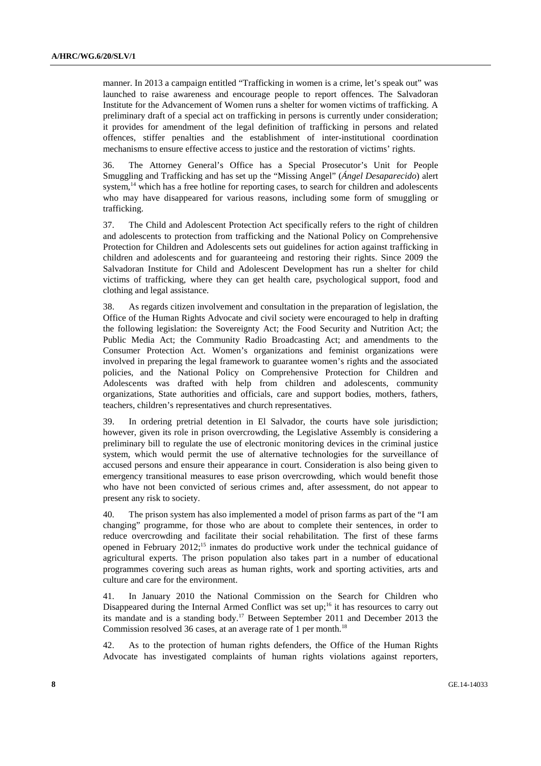manner. In 2013 a campaign entitled "Trafficking in women is a crime, let's speak out" was launched to raise awareness and encourage people to report offences. The Salvadoran Institute for the Advancement of Women runs a shelter for women victims of trafficking. A preliminary draft of a special act on trafficking in persons is currently under consideration; it provides for amendment of the legal definition of trafficking in persons and related offences, stiffer penalties and the establishment of inter-institutional coordination mechanisms to ensure effective access to justice and the restoration of victims' rights.

36. The Attorney General's Office has a Special Prosecutor's Unit for People Smuggling and Trafficking and has set up the "Missing Angel" (*Ángel Desaparecido*) alert system,[14] which has a free hotline for reporting cases, to search for children and adolescents who may have disappeared for various reasons, including some form of smuggling or trafficking.

37. The Child and Adolescent Protection Act specifically refers to the right of children and adolescents to protection from trafficking and the National Policy on Comprehensive Protection for Children and Adolescents sets out guidelines for action against trafficking in children and adolescents and for guaranteeing and restoring their rights. Since 2009 the Salvadoran Institute for Child and Adolescent Development has run a shelter for child victims of trafficking, where they can get health care, psychological support, food and clothing and legal assistance.

38. As regards citizen involvement and consultation in the preparation of legislation, the Office of the Human Rights Advocate and civil society were encouraged to help in drafting the following legislation: the Sovereignty Act; the Food Security and Nutrition Act; the Public Media Act; the Community Radio Broadcasting Act; and amendments to the Consumer Protection Act. Women's organizations and feminist organizations were involved in preparing the legal framework to guarantee women's rights and the associated policies, and the National Policy on Comprehensive Protection for Children and Adolescents was drafted with help from children and adolescents, community organizations, State authorities and officials, care and support bodies, mothers, fathers, teachers, children's representatives and church representatives.

39. In ordering pretrial detention in El Salvador, the courts have sole jurisdiction; however, given its role in prison overcrowding, the Legislative Assembly is considering a preliminary bill to regulate the use of electronic monitoring devices in the criminal justice system, which would permit the use of alternative technologies for the surveillance of accused persons and ensure their appearance in court. Consideration is also being given to emergency transitional measures to ease prison overcrowding, which would benefit those who have not been convicted of serious crimes and, after assessment, do not appear to present any risk to society.

40. The prison system has also implemented a model of prison farms as part of the "I am changing" programme, for those who are about to complete their sentences, in order to reduce overcrowding and facilitate their social rehabilitation. The first of these farms opened in February 2012;[15] inmates do productive work under the technical guidance of agricultural experts. The prison population also takes part in a number of educational programmes covering such areas as human rights, work and sporting activities, arts and culture and care for the environment.

41. In January 2010 the National Commission on the Search for Children who Disappeared during the Internal Armed Conflict was set up;[16] it has resources to carry out its mandate and is a standing body.[17] Between September 2011 and December 2013 the Commission resolved 36 cases, at an average rate of 1 per month.[18]

42. As to the protection of human rights defenders, the Office of the Human Rights Advocate has investigated complaints of human rights violations against reporters,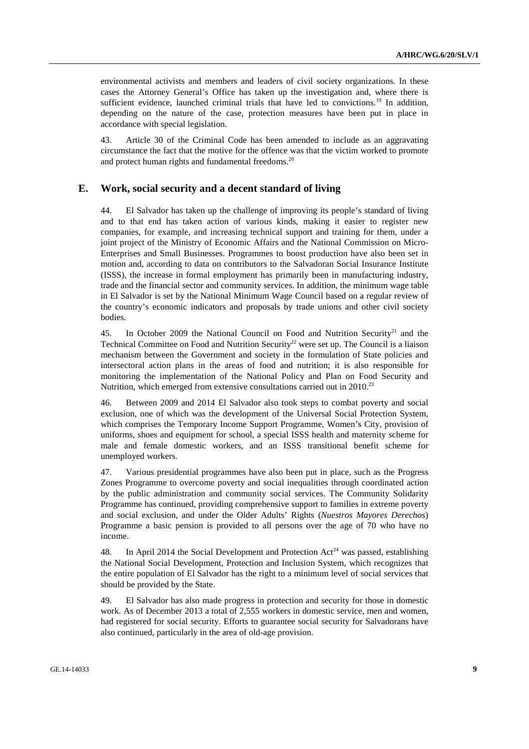environmental activists and members and leaders of civil society organizations. In these cases the Attorney General's Office has taken up the investigation and, where there is sufficient evidence, launched criminal trials that have led to convictions.[19] In addition, depending on the nature of the case, protection measures have been put in place in accordance with special legislation.

43. Article 30 of the Criminal Code has been amended to include as an aggravating circumstance the fact that the motive for the offence was that the victim worked to promote and protect human rights and fundamental freedoms.[20]

## E. Work, social security and a decent standard of living

44. El Salvador has taken up the challenge of improving its people's standard of living and to that end has taken action of various kinds, making it easier to register new companies, for example, and increasing technical support and training for them, under a joint project of the Ministry of Economic Affairs and the National Commission on Micro-Enterprises and Small Businesses. Programmes to boost production have also been set in motion and, according to data on contributors to the Salvadoran Social Insurance Institute (ISSS), the increase in formal employment has primarily been in manufacturing industry, trade and the financial sector and community services. In addition, the minimum wage table in El Salvador is set by the National Minimum Wage Council based on a regular review of the country's economic indicators and proposals by trade unions and other civil society bodies.

45. In October 2009 the National Council on Food and Nutrition Security[21] and the Technical Committee on Food and Nutrition Security[22] were set up. The Council is a liaison mechanism between the Government and society in the formulation of State policies and intersectoral action plans in the areas of food and nutrition; it is also responsible for monitoring the implementation of the National Policy and Plan on Food Security and Nutrition, which emerged from extensive consultations carried out in 2010.[23]

46. Between 2009 and 2014 El Salvador also took steps to combat poverty and social exclusion, one of which was the development of the Universal Social Protection System, which comprises the Temporary Income Support Programme, Women's City, provision of uniforms, shoes and equipment for school, a special ISSS health and maternity scheme for male and female domestic workers, and an ISSS transitional benefit scheme for unemployed workers.

47. Various presidential programmes have also been put in place, such as the Progress Zones Programme to overcome poverty and social inequalities through coordinated action by the public administration and community social services. The Community Solidarity Programme has continued, providing comprehensive support to families in extreme poverty and social exclusion, and under the Older Adults' Rights (*Nuestros Mayores Derechos*) Programme a basic pension is provided to all persons over the age of 70 who have no income.

48. In April 2014 the Social Development and Protection Act[24] was passed, establishing the National Social Development, Protection and Inclusion System, which recognizes that the entire population of El Salvador has the right to a minimum level of social services that should be provided by the State.

49. El Salvador has also made progress in protection and security for those in domestic work. As of December 2013 a total of 2,555 workers in domestic service, men and women, had registered for social security. Efforts to guarantee social security for Salvadorans have also continued, particularly in the area of old-age provision.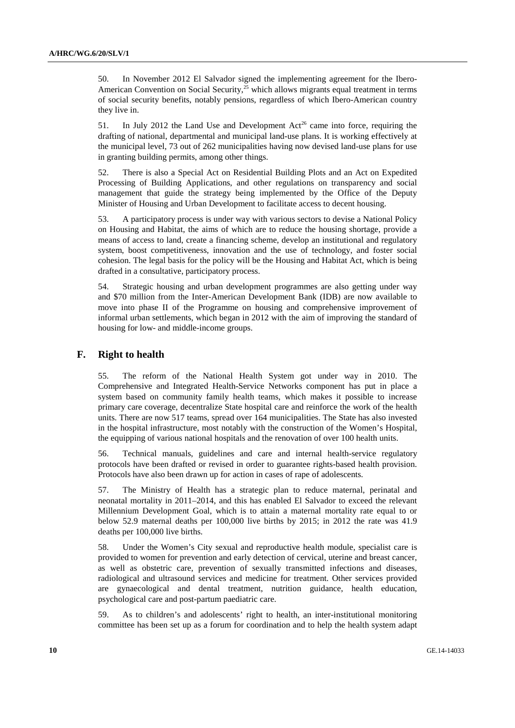50. In November 2012 El Salvador signed the implementing agreement for the Ibero-American Convention on Social Security,[25] which allows migrants equal treatment in terms of social security benefits, notably pensions, regardless of which Ibero-American country they live in.

51. In July 2012 the Land Use and Development Act[26] came into force, requiring the drafting of national, departmental and municipal land-use plans. It is working effectively at the municipal level, 73 out of 262 municipalities having now devised land-use plans for use in granting building permits, among other things.

52. There is also a Special Act on Residential Building Plots and an Act on Expedited Processing of Building Applications, and other regulations on transparency and social management that guide the strategy being implemented by the Office of the Deputy Minister of Housing and Urban Development to facilitate access to decent housing.

53. A participatory process is under way with various sectors to devise a National Policy on Housing and Habitat, the aims of which are to reduce the housing shortage, provide a means of access to land, create a financing scheme, develop an institutional and regulatory system, boost competitiveness, innovation and the use of technology, and foster social cohesion. The legal basis for the policy will be the Housing and Habitat Act, which is being drafted in a consultative, participatory process.

54. Strategic housing and urban development programmes are also getting under way and \$70 million from the Inter-American Development Bank (IDB) are now available to move into phase II of the Programme on housing and comprehensive improvement of informal urban settlements, which began in 2012 with the aim of improving the standard of housing for low- and middle-income groups.

## F. Right to health

55. The reform of the National Health System got under way in 2010. The Comprehensive and Integrated Health-Service Networks component has put in place a system based on community family health teams, which makes it possible to increase primary care coverage, decentralize State hospital care and reinforce the work of the health units. There are now 517 teams, spread over 164 municipalities. The State has also invested in the hospital infrastructure, most notably with the construction of the Women's Hospital, the equipping of various national hospitals and the renovation of over 100 health units.

56. Technical manuals, guidelines and care and internal health-service regulatory protocols have been drafted or revised in order to guarantee rights-based health provision. Protocols have also been drawn up for action in cases of rape of adolescents.

57. The Ministry of Health has a strategic plan to reduce maternal, perinatal and neonatal mortality in 2011–2014, and this has enabled El Salvador to exceed the relevant Millennium Development Goal, which is to attain a maternal mortality rate equal to or below 52.9 maternal deaths per 100,000 live births by 2015; in 2012 the rate was 41.9 deaths per 100,000 live births.

58. Under the Women's City sexual and reproductive health module, specialist care is provided to women for prevention and early detection of cervical, uterine and breast cancer, as well as obstetric care, prevention of sexually transmitted infections and diseases, radiological and ultrasound services and medicine for treatment. Other services provided are gynaecological and dental treatment, nutrition guidance, health education, psychological care and post-partum paediatric care.

59. As to children's and adolescents' right to health, an inter-institutional monitoring committee has been set up as a forum for coordination and to help the health system adapt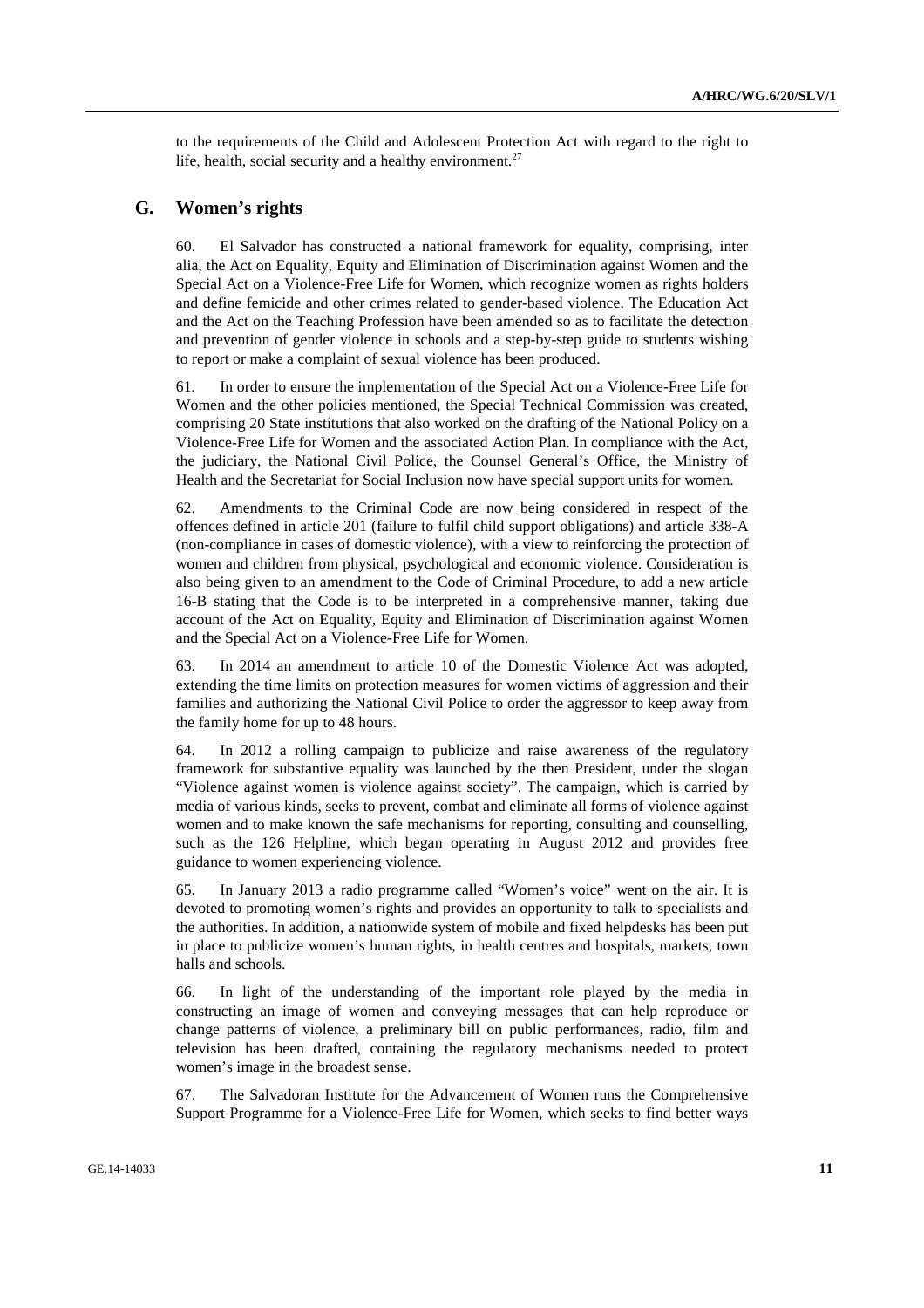to the requirements of the Child and Adolescent Protection Act with regard to the right to life, health, social security and a healthy environment.[27]

## G. Women's rights

60. El Salvador has constructed a national framework for equality, comprising, inter alia, the Act on Equality, Equity and Elimination of Discrimination against Women and the Special Act on a Violence-Free Life for Women, which recognize women as rights holders and define femicide and other crimes related to gender-based violence. The Education Act and the Act on the Teaching Profession have been amended so as to facilitate the detection and prevention of gender violence in schools and a step-by-step guide to students wishing to report or make a complaint of sexual violence has been produced.

61. In order to ensure the implementation of the Special Act on a Violence-Free Life for Women and the other policies mentioned, the Special Technical Commission was created, comprising 20 State institutions that also worked on the drafting of the National Policy on a Violence-Free Life for Women and the associated Action Plan. In compliance with the Act, the judiciary, the National Civil Police, the Counsel General's Office, the Ministry of Health and the Secretariat for Social Inclusion now have special support units for women.

62. Amendments to the Criminal Code are now being considered in respect of the offences defined in article 201 (failure to fulfil child support obligations) and article 338-A (non-compliance in cases of domestic violence), with a view to reinforcing the protection of women and children from physical, psychological and economic violence. Consideration is also being given to an amendment to the Code of Criminal Procedure, to add a new article 16-B stating that the Code is to be interpreted in a comprehensive manner, taking due account of the Act on Equality, Equity and Elimination of Discrimination against Women and the Special Act on a Violence-Free Life for Women.

63. In 2014 an amendment to article 10 of the Domestic Violence Act was adopted, extending the time limits on protection measures for women victims of aggression and their families and authorizing the National Civil Police to order the aggressor to keep away from the family home for up to 48 hours.

64. In 2012 a rolling campaign to publicize and raise awareness of the regulatory framework for substantive equality was launched by the then President, under the slogan "Violence against women is violence against society". The campaign, which is carried by media of various kinds, seeks to prevent, combat and eliminate all forms of violence against women and to make known the safe mechanisms for reporting, consulting and counselling, such as the 126 Helpline, which began operating in August 2012 and provides free guidance to women experiencing violence.

65. In January 2013 a radio programme called "Women's voice" went on the air. It is devoted to promoting women's rights and provides an opportunity to talk to specialists and the authorities. In addition, a nationwide system of mobile and fixed helpdesks has been put in place to publicize women's human rights, in health centres and hospitals, markets, town halls and schools.

66. In light of the understanding of the important role played by the media in constructing an image of women and conveying messages that can help reproduce or change patterns of violence, a preliminary bill on public performances, radio, film and television has been drafted, containing the regulatory mechanisms needed to protect women's image in the broadest sense.

67. The Salvadoran Institute for the Advancement of Women runs the Comprehensive Support Programme for a Violence-Free Life for Women, which seeks to find better ways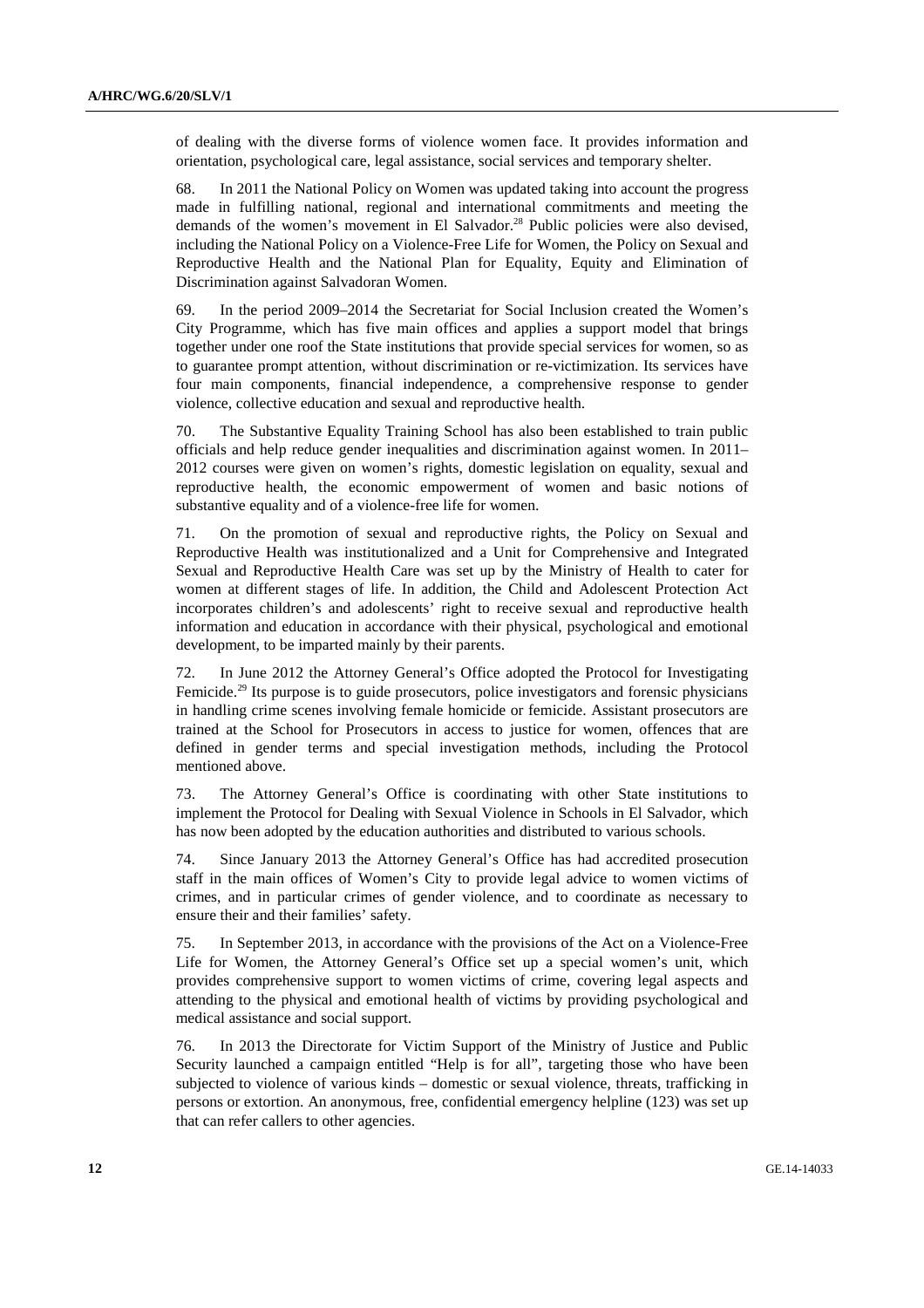of dealing with the diverse forms of violence women face. It provides information and orientation, psychological care, legal assistance, social services and temporary shelter.

68. In 2011 the National Policy on Women was updated taking into account the progress made in fulfilling national, regional and international commitments and meeting the demands of the women's movement in El Salvador.[28] Public policies were also devised, including the National Policy on a Violence-Free Life for Women, the Policy on Sexual and Reproductive Health and the National Plan for Equality, Equity and Elimination of Discrimination against Salvadoran Women.

69. In the period 2009–2014 the Secretariat for Social Inclusion created the Women's City Programme, which has five main offices and applies a support model that brings together under one roof the State institutions that provide special services for women, so as to guarantee prompt attention, without discrimination or re-victimization. Its services have four main components, financial independence, a comprehensive response to gender violence, collective education and sexual and reproductive health.

70. The Substantive Equality Training School has also been established to train public officials and help reduce gender inequalities and discrimination against women. In 2011–2012 courses were given on women's rights, domestic legislation on equality, sexual and reproductive health, the economic empowerment of women and basic notions of substantive equality and of a violence-free life for women.

71. On the promotion of sexual and reproductive rights, the Policy on Sexual and Reproductive Health was institutionalized and a Unit for Comprehensive and Integrated Sexual and Reproductive Health Care was set up by the Ministry of Health to cater for women at different stages of life. In addition, the Child and Adolescent Protection Act incorporates children's and adolescents' right to receive sexual and reproductive health information and education in accordance with their physical, psychological and emotional development, to be imparted mainly by their parents.

72. In June 2012 the Attorney General's Office adopted the Protocol for Investigating Femicide.[29] Its purpose is to guide prosecutors, police investigators and forensic physicians in handling crime scenes involving female homicide or femicide. Assistant prosecutors are trained at the School for Prosecutors in access to justice for women, offences that are defined in gender terms and special investigation methods, including the Protocol mentioned above.

73. The Attorney General's Office is coordinating with other State institutions to implement the Protocol for Dealing with Sexual Violence in Schools in El Salvador, which has now been adopted by the education authorities and distributed to various schools.

74. Since January 2013 the Attorney General's Office has had accredited prosecution staff in the main offices of Women's City to provide legal advice to women victims of crimes, and in particular crimes of gender violence, and to coordinate as necessary to ensure their and their families' safety.

75. In September 2013, in accordance with the provisions of the Act on a Violence-Free Life for Women, the Attorney General's Office set up a special women's unit, which provides comprehensive support to women victims of crime, covering legal aspects and attending to the physical and emotional health of victims by providing psychological and medical assistance and social support.

76. In 2013 the Directorate for Victim Support of the Ministry of Justice and Public Security launched a campaign entitled "Help is for all", targeting those who have been subjected to violence of various kinds – domestic or sexual violence, threats, trafficking in persons or extortion. An anonymous, free, confidential emergency helpline (123) was set up that can refer callers to other agencies.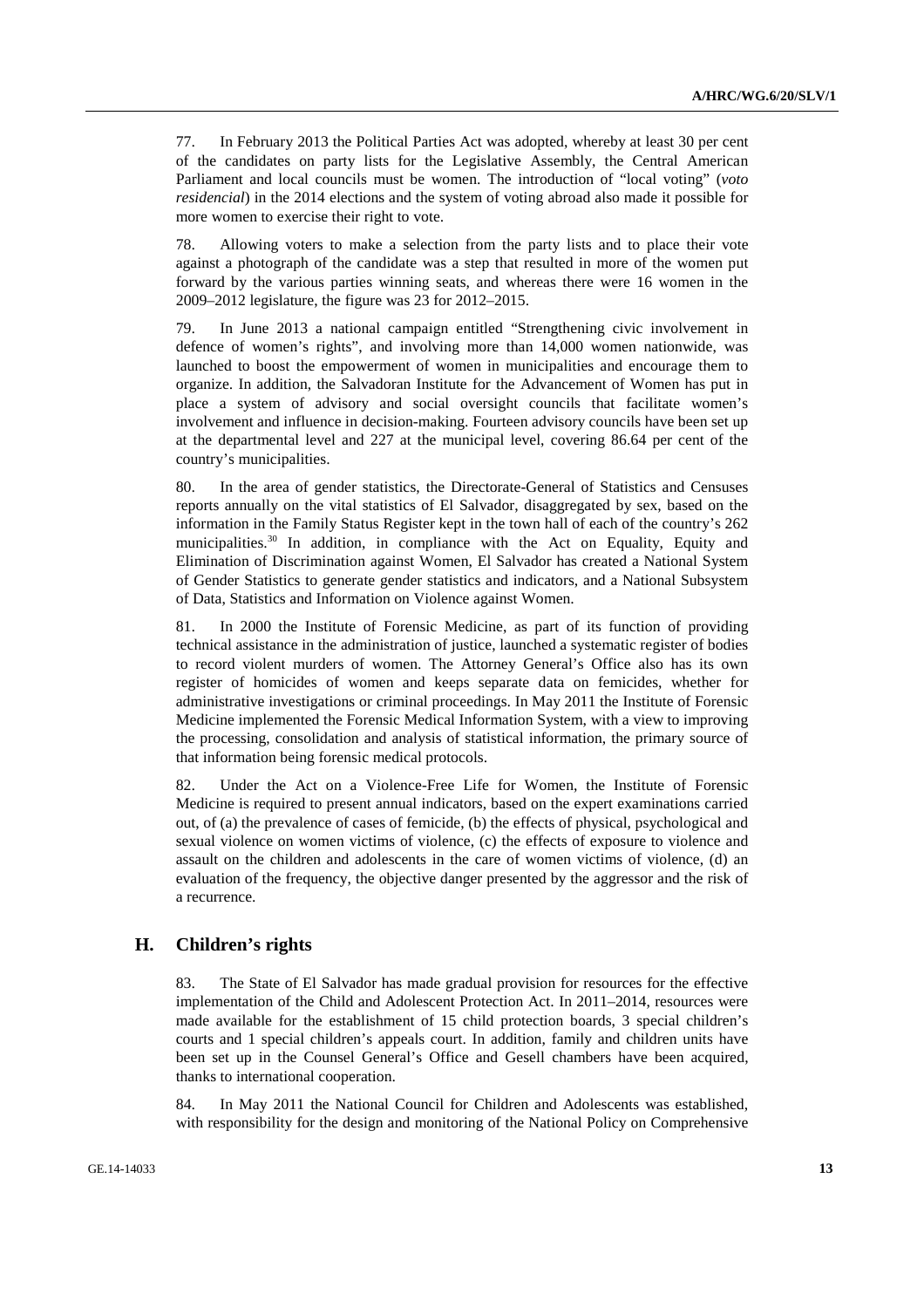77. In February 2013 the Political Parties Act was adopted, whereby at least 30 per cent of the candidates on party lists for the Legislative Assembly, the Central American Parliament and local councils must be women. The introduction of "local voting" (*voto residencial*) in the 2014 elections and the system of voting abroad also made it possible for more women to exercise their right to vote.

78. Allowing voters to make a selection from the party lists and to place their vote against a photograph of the candidate was a step that resulted in more of the women put forward by the various parties winning seats, and whereas there were 16 women in the 2009–2012 legislature, the figure was 23 for 2012–2015.

79. In June 2013 a national campaign entitled "Strengthening civic involvement in defence of women's rights", and involving more than 14,000 women nationwide, was launched to boost the empowerment of women in municipalities and encourage them to organize. In addition, the Salvadoran Institute for the Advancement of Women has put in place a system of advisory and social oversight councils that facilitate women's involvement and influence in decision-making. Fourteen advisory councils have been set up at the departmental level and 227 at the municipal level, covering 86.64 per cent of the country's municipalities.

80. In the area of gender statistics, the Directorate-General of Statistics and Censuses reports annually on the vital statistics of El Salvador, disaggregated by sex, based on the information in the Family Status Register kept in the town hall of each of the country's 262 municipalities.[30] In addition, in compliance with the Act on Equality, Equity and Elimination of Discrimination against Women, El Salvador has created a National System of Gender Statistics to generate gender statistics and indicators, and a National Subsystem of Data, Statistics and Information on Violence against Women.

81. In 2000 the Institute of Forensic Medicine, as part of its function of providing technical assistance in the administration of justice, launched a systematic register of bodies to record violent murders of women. The Attorney General's Office also has its own register of homicides of women and keeps separate data on femicides, whether for administrative investigations or criminal proceedings. In May 2011 the Institute of Forensic Medicine implemented the Forensic Medical Information System, with a view to improving the processing, consolidation and analysis of statistical information, the primary source of that information being forensic medical protocols.

82. Under the Act on a Violence-Free Life for Women, the Institute of Forensic Medicine is required to present annual indicators, based on the expert examinations carried out, of (a) the prevalence of cases of femicide, (b) the effects of physical, psychological and sexual violence on women victims of violence, (c) the effects of exposure to violence and assault on the children and adolescents in the care of women victims of violence, (d) an evaluation of the frequency, the objective danger presented by the aggressor and the risk of a recurrence.

## H. Children's rights

83. The State of El Salvador has made gradual provision for resources for the effective implementation of the Child and Adolescent Protection Act. In 2011–2014, resources were made available for the establishment of 15 child protection boards, 3 special children's courts and 1 special children's appeals court. In addition, family and children units have been set up in the Counsel General's Office and Gesell chambers have been acquired, thanks to international cooperation.

84. In May 2011 the National Council for Children and Adolescents was established, with responsibility for the design and monitoring of the National Policy on Comprehensive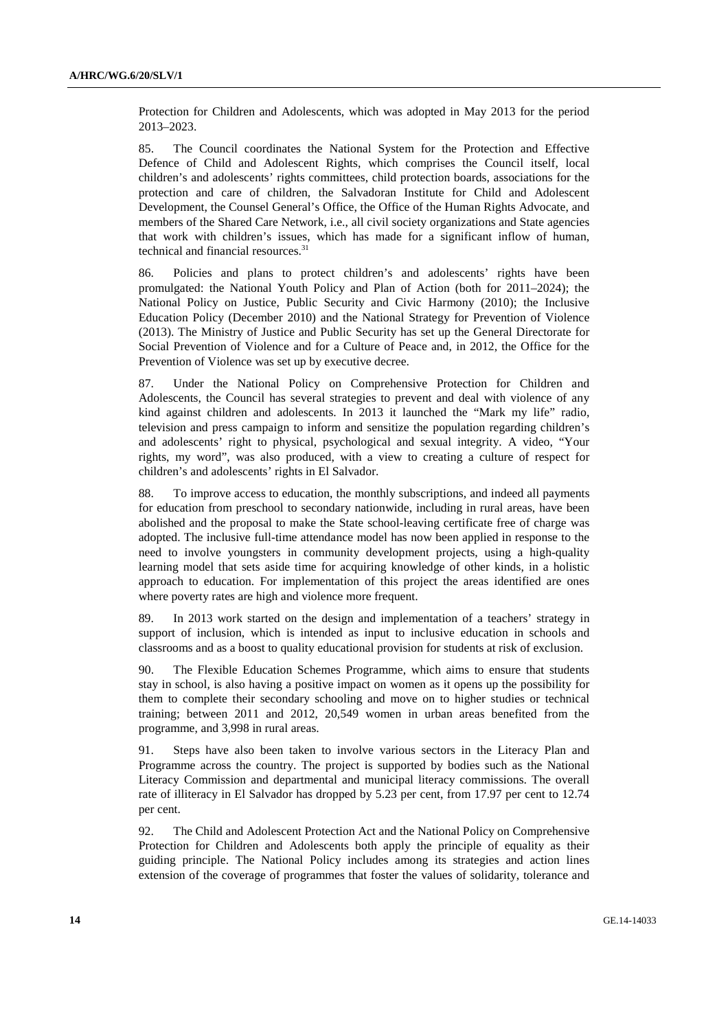Protection for Children and Adolescents, which was adopted in May 2013 for the period 2013–2023.

85. The Council coordinates the National System for the Protection and Effective Defence of Child and Adolescent Rights, which comprises the Council itself, local children's and adolescents' rights committees, child protection boards, associations for the protection and care of children, the Salvadoran Institute for Child and Adolescent Development, the Counsel General's Office, the Office of the Human Rights Advocate, and members of the Shared Care Network, i.e., all civil society organizations and State agencies that work with children's issues, which has made for a significant inflow of human, technical and financial resources.[31]

86. Policies and plans to protect children's and adolescents' rights have been promulgated: the National Youth Policy and Plan of Action (both for 2011–2024); the National Policy on Justice, Public Security and Civic Harmony (2010); the Inclusive Education Policy (December 2010) and the National Strategy for Prevention of Violence (2013). The Ministry of Justice and Public Security has set up the General Directorate for Social Prevention of Violence and for a Culture of Peace and, in 2012, the Office for the Prevention of Violence was set up by executive decree.

87. Under the National Policy on Comprehensive Protection for Children and Adolescents, the Council has several strategies to prevent and deal with violence of any kind against children and adolescents. In 2013 it launched the "Mark my life" radio, television and press campaign to inform and sensitize the population regarding children's and adolescents' right to physical, psychological and sexual integrity. A video, "Your rights, my word", was also produced, with a view to creating a culture of respect for children's and adolescents' rights in El Salvador.

88. To improve access to education, the monthly subscriptions, and indeed all payments for education from preschool to secondary nationwide, including in rural areas, have been abolished and the proposal to make the State school-leaving certificate free of charge was adopted. The inclusive full-time attendance model has now been applied in response to the need to involve youngsters in community development projects, using a high-quality learning model that sets aside time for acquiring knowledge of other kinds, in a holistic approach to education. For implementation of this project the areas identified are ones where poverty rates are high and violence more frequent.

89. In 2013 work started on the design and implementation of a teachers' strategy in support of inclusion, which is intended as input to inclusive education in schools and classrooms and as a boost to quality educational provision for students at risk of exclusion.

90. The Flexible Education Schemes Programme, which aims to ensure that students stay in school, is also having a positive impact on women as it opens up the possibility for them to complete their secondary schooling and move on to higher studies or technical training; between 2011 and 2012, 20,549 women in urban areas benefited from the programme, and 3,998 in rural areas.

91. Steps have also been taken to involve various sectors in the Literacy Plan and Programme across the country. The project is supported by bodies such as the National Literacy Commission and departmental and municipal literacy commissions. The overall rate of illiteracy in El Salvador has dropped by 5.23 per cent, from 17.97 per cent to 12.74 per cent.

92. The Child and Adolescent Protection Act and the National Policy on Comprehensive Protection for Children and Adolescents both apply the principle of equality as their guiding principle. The National Policy includes among its strategies and action lines extension of the coverage of programmes that foster the values of solidarity, tolerance and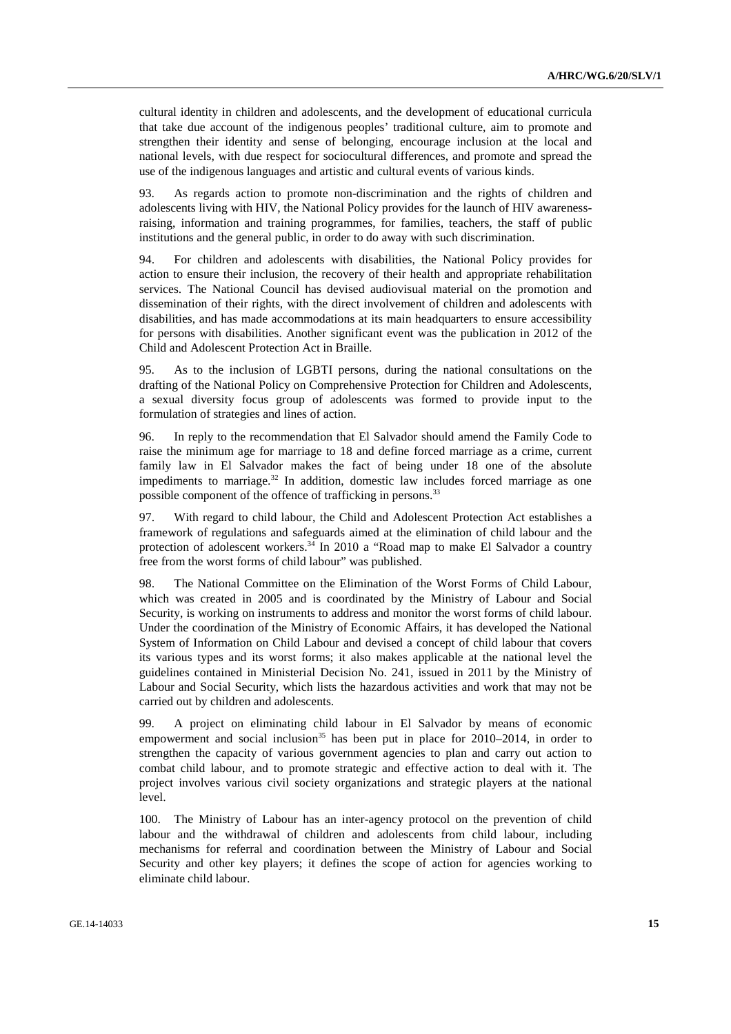cultural identity in children and adolescents, and the development of educational curricula that take due account of the indigenous peoples' traditional culture, aim to promote and strengthen their identity and sense of belonging, encourage inclusion at the local and national levels, with due respect for sociocultural differences, and promote and spread the use of the indigenous languages and artistic and cultural events of various kinds.

93. As regards action to promote non-discrimination and the rights of children and adolescents living with HIV, the National Policy provides for the launch of HIV awareness-raising, information and training programmes, for families, teachers, the staff of public institutions and the general public, in order to do away with such discrimination.

94. For children and adolescents with disabilities, the National Policy provides for action to ensure their inclusion, the recovery of their health and appropriate rehabilitation services. The National Council has devised audiovisual material on the promotion and dissemination of their rights, with the direct involvement of children and adolescents with disabilities, and has made accommodations at its main headquarters to ensure accessibility for persons with disabilities. Another significant event was the publication in 2012 of the Child and Adolescent Protection Act in Braille.

95. As to the inclusion of LGBTI persons, during the national consultations on the drafting of the National Policy on Comprehensive Protection for Children and Adolescents, a sexual diversity focus group of adolescents was formed to provide input to the formulation of strategies and lines of action.

96. In reply to the recommendation that El Salvador should amend the Family Code to raise the minimum age for marriage to 18 and define forced marriage as a crime, current family law in El Salvador makes the fact of being under 18 one of the absolute impediments to marriage.[32] In addition, domestic law includes forced marriage as one possible component of the offence of trafficking in persons.[33]

97. With regard to child labour, the Child and Adolescent Protection Act establishes a framework of regulations and safeguards aimed at the elimination of child labour and the protection of adolescent workers.[34] In 2010 a "Road map to make El Salvador a country free from the worst forms of child labour" was published.

98. The National Committee on the Elimination of the Worst Forms of Child Labour, which was created in 2005 and is coordinated by the Ministry of Labour and Social Security, is working on instruments to address and monitor the worst forms of child labour. Under the coordination of the Ministry of Economic Affairs, it has developed the National System of Information on Child Labour and devised a concept of child labour that covers its various types and its worst forms; it also makes applicable at the national level the guidelines contained in Ministerial Decision No. 241, issued in 2011 by the Ministry of Labour and Social Security, which lists the hazardous activities and work that may not be carried out by children and adolescents.

99. A project on eliminating child labour in El Salvador by means of economic empowerment and social inclusion[35] has been put in place for 2010–2014, in order to strengthen the capacity of various government agencies to plan and carry out action to combat child labour, and to promote strategic and effective action to deal with it. The project involves various civil society organizations and strategic players at the national level.

100. The Ministry of Labour has an inter-agency protocol on the prevention of child labour and the withdrawal of children and adolescents from child labour, including mechanisms for referral and coordination between the Ministry of Labour and Social Security and other key players; it defines the scope of action for agencies working to eliminate child labour.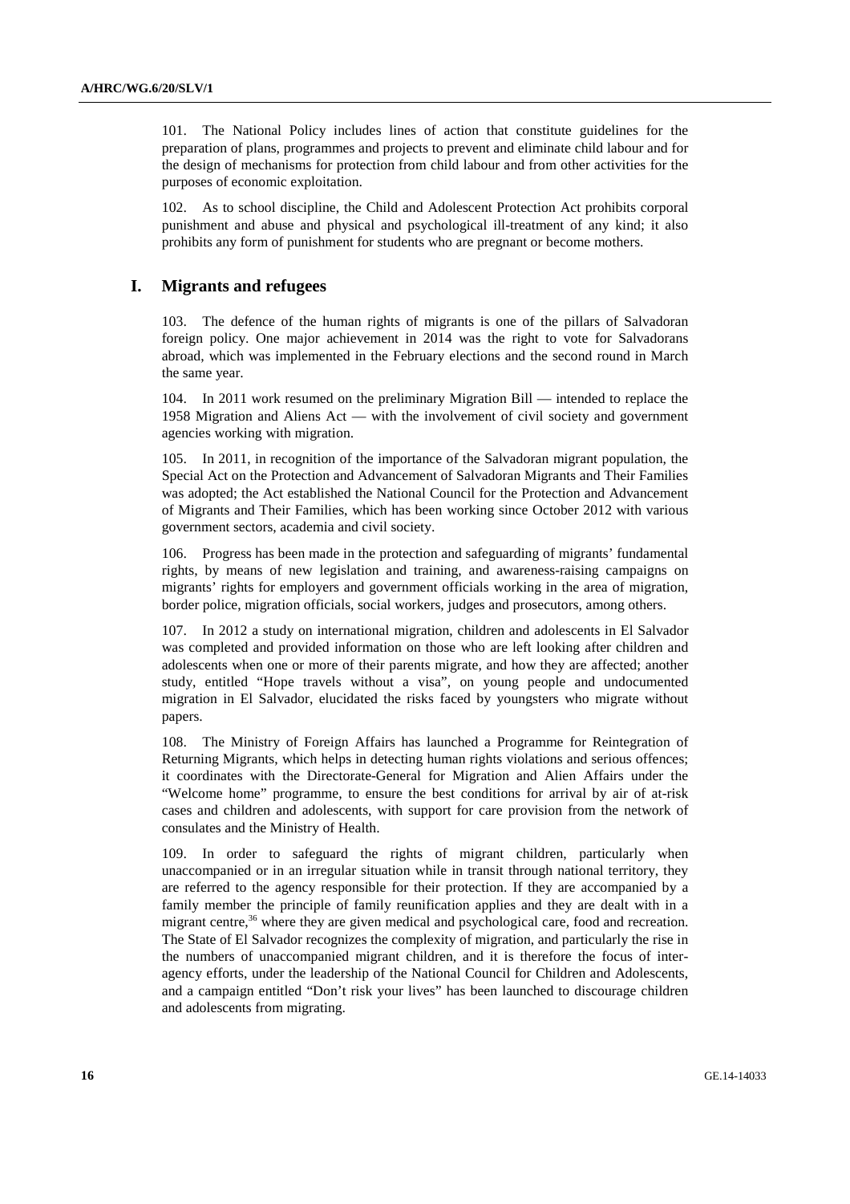101. The National Policy includes lines of action that constitute guidelines for the preparation of plans, programmes and projects to prevent and eliminate child labour and for the design of mechanisms for protection from child labour and from other activities for the purposes of economic exploitation.

102. As to school discipline, the Child and Adolescent Protection Act prohibits corporal punishment and abuse and physical and psychological ill-treatment of any kind; it also prohibits any form of punishment for students who are pregnant or become mothers.

## I. Migrants and refugees

103. The defence of the human rights of migrants is one of the pillars of Salvadoran foreign policy. One major achievement in 2014 was the right to vote for Salvadorans abroad, which was implemented in the February elections and the second round in March the same year.

104. In 2011 work resumed on the preliminary Migration Bill — intended to replace the 1958 Migration and Aliens Act — with the involvement of civil society and government agencies working with migration.

105. In 2011, in recognition of the importance of the Salvadoran migrant population, the Special Act on the Protection and Advancement of Salvadoran Migrants and Their Families was adopted; the Act established the National Council for the Protection and Advancement of Migrants and Their Families, which has been working since October 2012 with various government sectors, academia and civil society.

106. Progress has been made in the protection and safeguarding of migrants' fundamental rights, by means of new legislation and training, and awareness-raising campaigns on migrants' rights for employers and government officials working in the area of migration, border police, migration officials, social workers, judges and prosecutors, among others.

107. In 2012 a study on international migration, children and adolescents in El Salvador was completed and provided information on those who are left looking after children and adolescents when one or more of their parents migrate, and how they are affected; another study, entitled "Hope travels without a visa", on young people and undocumented migration in El Salvador, elucidated the risks faced by youngsters who migrate without papers.

108. The Ministry of Foreign Affairs has launched a Programme for Reintegration of Returning Migrants, which helps in detecting human rights violations and serious offences; it coordinates with the Directorate-General for Migration and Alien Affairs under the "Welcome home" programme, to ensure the best conditions for arrival by air of at-risk cases and children and adolescents, with support for care provision from the network of consulates and the Ministry of Health.

109. In order to safeguard the rights of migrant children, particularly when unaccompanied or in an irregular situation while in transit through national territory, they are referred to the agency responsible for their protection. If they are accompanied by a family member the principle of family reunification applies and they are dealt with in a migrant centre,[36] where they are given medical and psychological care, food and recreation. The State of El Salvador recognizes the complexity of migration, and particularly the rise in the numbers of unaccompanied migrant children, and it is therefore the focus of inter-agency efforts, under the leadership of the National Council for Children and Adolescents, and a campaign entitled "Don't risk your lives" has been launched to discourage children and adolescents from migrating.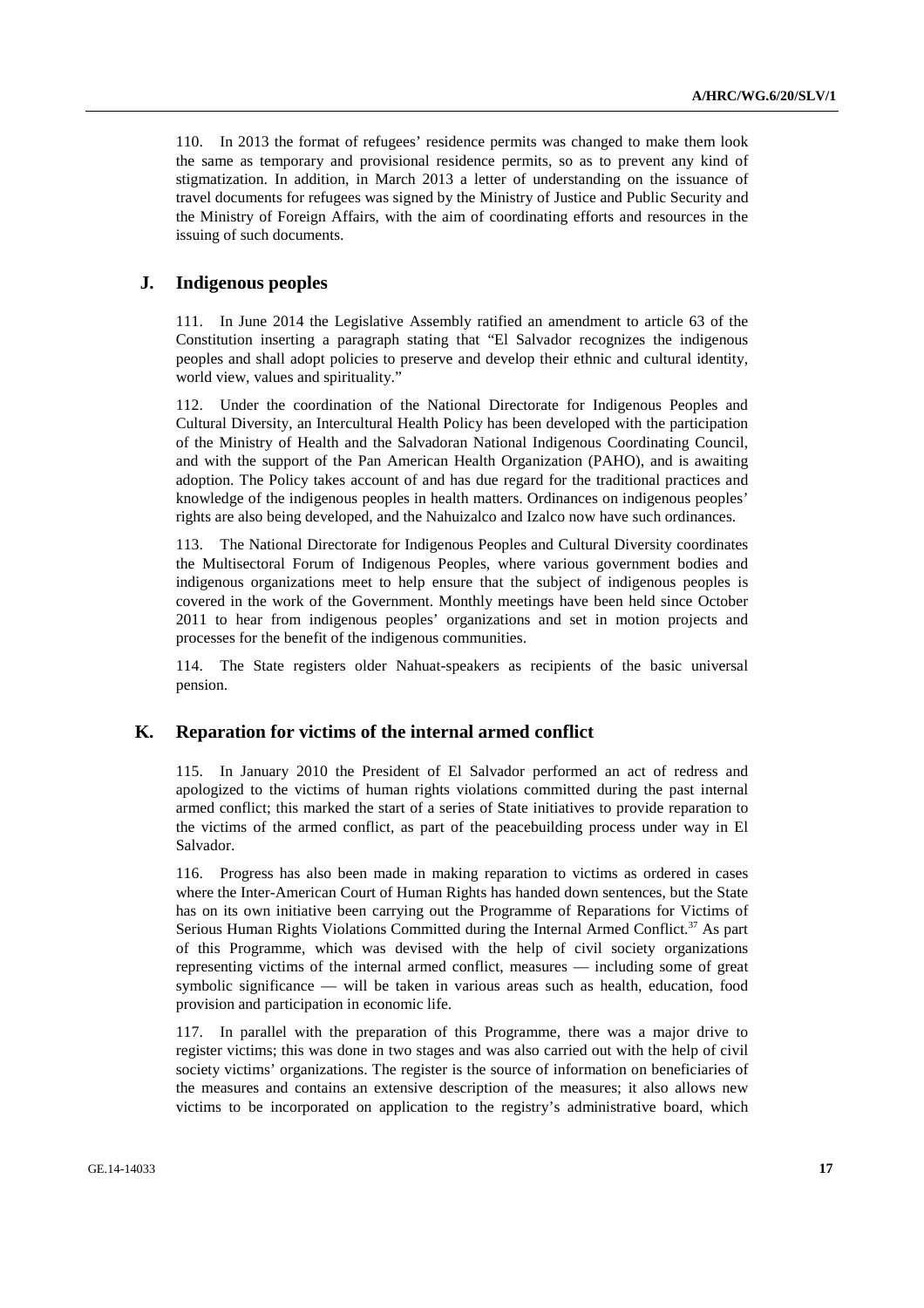110. In 2013 the format of refugees' residence permits was changed to make them look the same as temporary and provisional residence permits, so as to prevent any kind of stigmatization. In addition, in March 2013 a letter of understanding on the issuance of travel documents for refugees was signed by the Ministry of Justice and Public Security and the Ministry of Foreign Affairs, with the aim of coordinating efforts and resources in the issuing of such documents.

## J. Indigenous peoples

111. In June 2014 the Legislative Assembly ratified an amendment to article 63 of the Constitution inserting a paragraph stating that "El Salvador recognizes the indigenous peoples and shall adopt policies to preserve and develop their ethnic and cultural identity, world view, values and spirituality."

112. Under the coordination of the National Directorate for Indigenous Peoples and Cultural Diversity, an Intercultural Health Policy has been developed with the participation of the Ministry of Health and the Salvadoran National Indigenous Coordinating Council, and with the support of the Pan American Health Organization (PAHO), and is awaiting adoption. The Policy takes account of and has due regard for the traditional practices and knowledge of the indigenous peoples in health matters. Ordinances on indigenous peoples' rights are also being developed, and the Nahuizalco and Izalco now have such ordinances.

113. The National Directorate for Indigenous Peoples and Cultural Diversity coordinates the Multisectoral Forum of Indigenous Peoples, where various government bodies and indigenous organizations meet to help ensure that the subject of indigenous peoples is covered in the work of the Government. Monthly meetings have been held since October 2011 to hear from indigenous peoples' organizations and set in motion projects and processes for the benefit of the indigenous communities.

114. The State registers older Nahuat-speakers as recipients of the basic universal pension.

## K. Reparation for victims of the internal armed conflict

115. In January 2010 the President of El Salvador performed an act of redress and apologized to the victims of human rights violations committed during the past internal armed conflict; this marked the start of a series of State initiatives to provide reparation to the victims of the armed conflict, as part of the peacebuilding process under way in El Salvador.

116. Progress has also been made in making reparation to victims as ordered in cases where the Inter-American Court of Human Rights has handed down sentences, but the State has on its own initiative been carrying out the Programme of Reparations for Victims of Serious Human Rights Violations Committed during the Internal Armed Conflict.[37] As part of this Programme, which was devised with the help of civil society organizations representing victims of the internal armed conflict, measures — including some of great symbolic significance — will be taken in various areas such as health, education, food provision and participation in economic life.

117. In parallel with the preparation of this Programme, there was a major drive to register victims; this was done in two stages and was also carried out with the help of civil society victims' organizations. The register is the source of information on beneficiaries of the measures and contains an extensive description of the measures; it also allows new victims to be incorporated on application to the registry's administrative board, which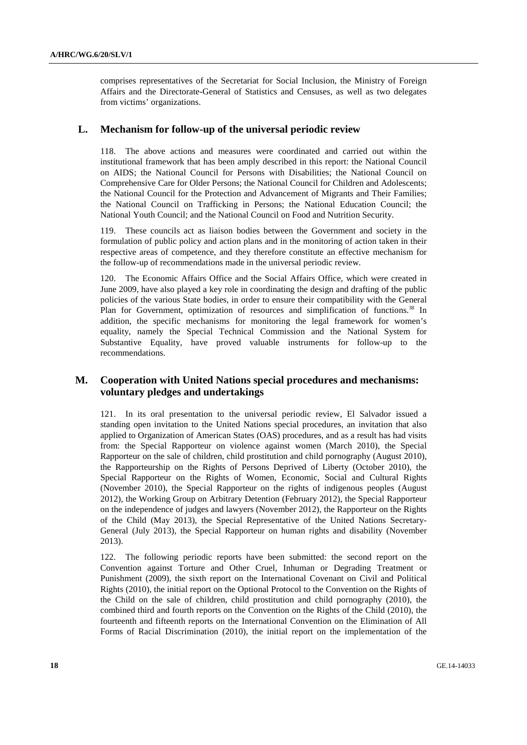comprises representatives of the Secretariat for Social Inclusion, the Ministry of Foreign Affairs and the Directorate-General of Statistics and Censuses, as well as two delegates from victims' organizations.

## L. Mechanism for follow-up of the universal periodic review

118. The above actions and measures were coordinated and carried out within the institutional framework that has been amply described in this report: the National Council on AIDS; the National Council for Persons with Disabilities; the National Council on Comprehensive Care for Older Persons; the National Council for Children and Adolescents; the National Council for the Protection and Advancement of Migrants and Their Families; the National Council on Trafficking in Persons; the National Education Council; the National Youth Council; and the National Council on Food and Nutrition Security.

119. These councils act as liaison bodies between the Government and society in the formulation of public policy and action plans and in the monitoring of action taken in their respective areas of competence, and they therefore constitute an effective mechanism for the follow-up of recommendations made in the universal periodic review.

120. The Economic Affairs Office and the Social Affairs Office, which were created in June 2009, have also played a key role in coordinating the design and drafting of the public policies of the various State bodies, in order to ensure their compatibility with the General Plan for Government, optimization of resources and simplification of functions.[38] In addition, the specific mechanisms for monitoring the legal framework for women's equality, namely the Special Technical Commission and the National System for Substantive Equality, have proved valuable instruments for follow-up to the recommendations.

## M. Cooperation with United Nations special procedures and mechanisms: voluntary pledges and undertakings

121. In its oral presentation to the universal periodic review, El Salvador issued a standing open invitation to the United Nations special procedures, an invitation that also applied to Organization of American States (OAS) procedures, and as a result has had visits from: the Special Rapporteur on violence against women (March 2010), the Special Rapporteur on the sale of children, child prostitution and child pornography (August 2010), the Rapporteurship on the Rights of Persons Deprived of Liberty (October 2010), the Special Rapporteur on the Rights of Women, Economic, Social and Cultural Rights (November 2010), the Special Rapporteur on the rights of indigenous peoples (August 2012), the Working Group on Arbitrary Detention (February 2012), the Special Rapporteur on the independence of judges and lawyers (November 2012), the Rapporteur on the Rights of the Child (May 2013), the Special Representative of the United Nations Secretary-General (July 2013), the Special Rapporteur on human rights and disability (November 2013).

122. The following periodic reports have been submitted: the second report on the Convention against Torture and Other Cruel, Inhuman or Degrading Treatment or Punishment (2009), the sixth report on the International Covenant on Civil and Political Rights (2010), the initial report on the Optional Protocol to the Convention on the Rights of the Child on the sale of children, child prostitution and child pornography (2010), the combined third and fourth reports on the Convention on the Rights of the Child (2010), the fourteenth and fifteenth reports on the International Convention on the Elimination of All Forms of Racial Discrimination (2010), the initial report on the implementation of the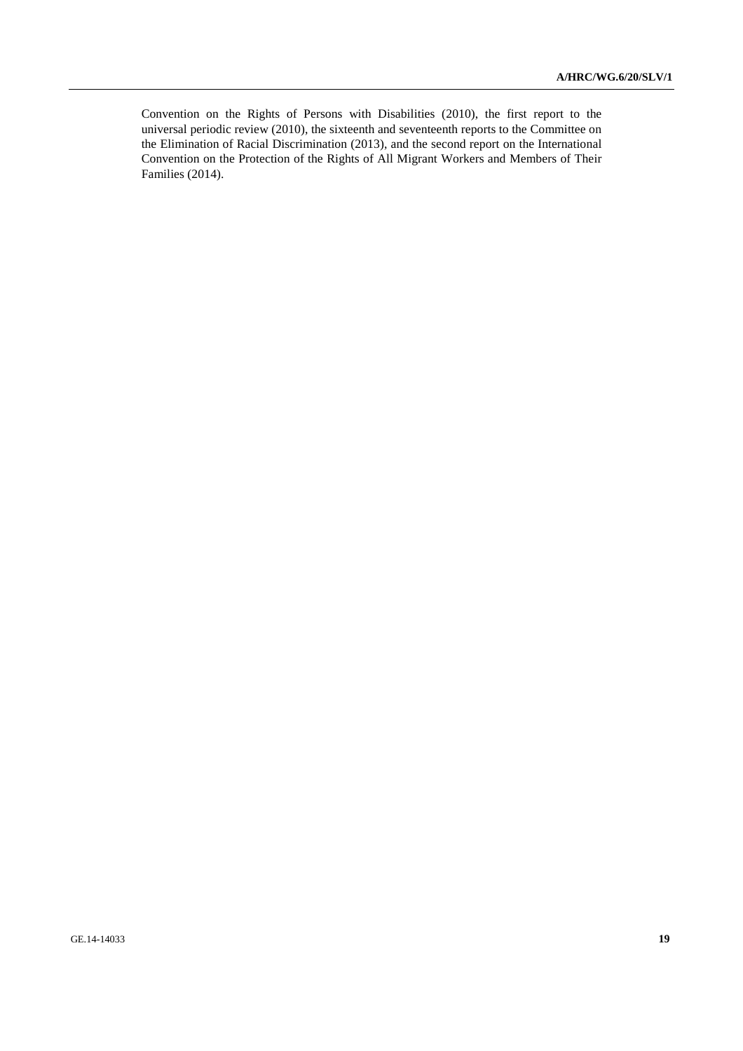Convention on the Rights of Persons with Disabilities (2010), the first report to the universal periodic review (2010), the sixteenth and seventeenth reports to the Committee on the Elimination of Racial Discrimination (2013), and the second report on the International Convention on the Protection of the Rights of All Migrant Workers and Members of Their Families (2014).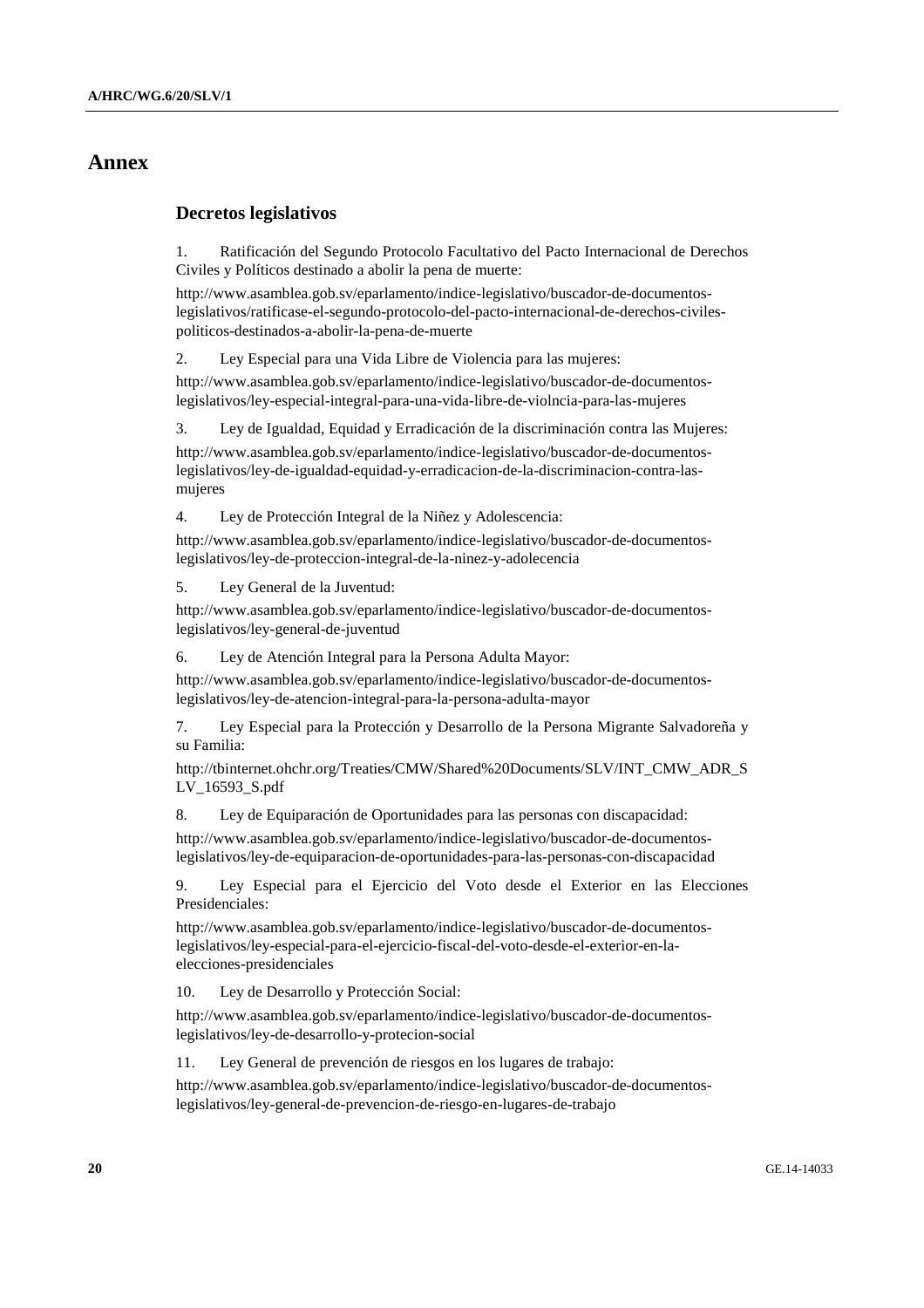# Annex

## Decretos legislativos

1. Ratificación del Segundo Protocolo Facultativo del Pacto Internacional de Derechos Civiles y Políticos destinado a abolir la pena de muerte:

http://www.asamblea.gob.sv/eparlamento/indice-legislativo/buscador-de-documentos-legislativos/ratificase-el-segundo-protocolo-del-pacto-internacional-de-derechos-civiles-politicos-destinados-a-abolir-la-pena-de-muerte

2. Ley Especial para una Vida Libre de Violencia para las mujeres:

http://www.asamblea.gob.sv/eparlamento/indice-legislativo/buscador-de-documentos-legislativos/ley-especial-integral-para-una-vida-libre-de-violncia-para-las-mujeres

3. Ley de Igualdad, Equidad y Erradicación de la discriminación contra las Mujeres:

http://www.asamblea.gob.sv/eparlamento/indice-legislativo/buscador-de-documentos-legislativos/ley-de-igualdad-equidad-y-erradicacion-de-la-discriminacion-contra-las-mujeres

4. Ley de Protección Integral de la Niñez y Adolescencia:

http://www.asamblea.gob.sv/eparlamento/indice-legislativo/buscador-de-documentos-legislativos/ley-de-proteccion-integral-de-la-ninez-y-adolecencia

5. Ley General de la Juventud:

http://www.asamblea.gob.sv/eparlamento/indice-legislativo/buscador-de-documentos-legislativos/ley-general-de-juventud

6. Ley de Atención Integral para la Persona Adulta Mayor:

http://www.asamblea.gob.sv/eparlamento/indice-legislativo/buscador-de-documentos-legislativos/ley-de-atencion-integral-para-la-persona-adulta-mayor

7. Ley Especial para la Protección y Desarrollo de la Persona Migrante Salvadoreña y su Familia:

http://tbinternet.ohchr.org/Treaties/CMW/Shared%20Documents/SLV/INT_CMW_ADR_SLV_16593_S.pdf

8. Ley de Equiparación de Oportunidades para las personas con discapacidad:

http://www.asamblea.gob.sv/eparlamento/indice-legislativo/buscador-de-documentos-legislativos/ley-de-equiparacion-de-oportunidades-para-las-personas-con-discapacidad

9. Ley Especial para el Ejercicio del Voto desde el Exterior en las Elecciones Presidenciales:

http://www.asamblea.gob.sv/eparlamento/indice-legislativo/buscador-de-documentos-legislativos/ley-especial-para-el-ejercicio-fiscal-del-voto-desde-el-exterior-en-la-elecciones-presidenciales

10. Ley de Desarrollo y Protección Social:

http://www.asamblea.gob.sv/eparlamento/indice-legislativo/buscador-de-documentos-legislativos/ley-de-desarrollo-y-protecion-social

11. Ley General de prevención de riesgos en los lugares de trabajo:

http://www.asamblea.gob.sv/eparlamento/indice-legislativo/buscador-de-documentos-legislativos/ley-general-de-prevencion-de-riesgo-en-lugares-de-trabajo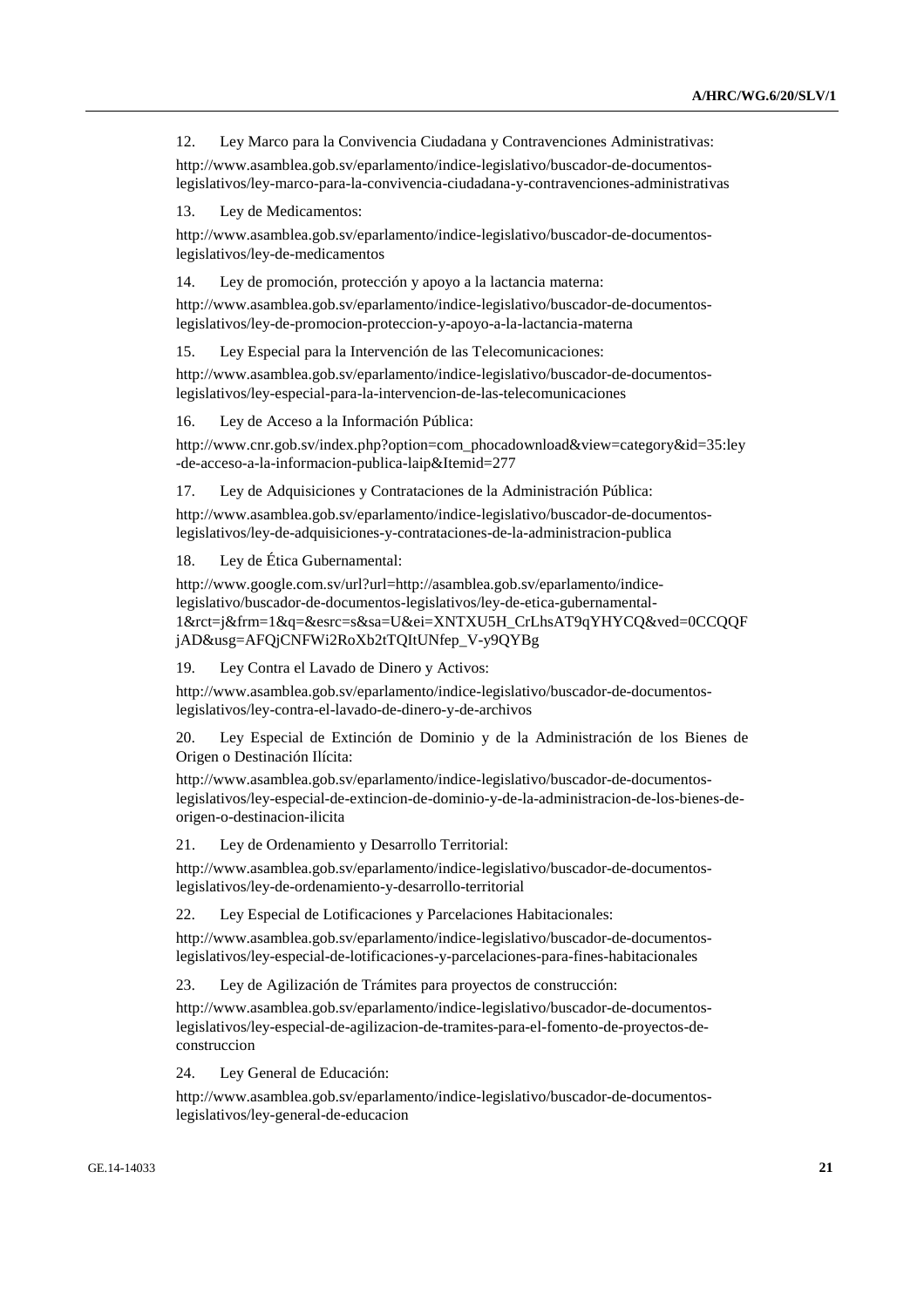12. Ley Marco para la Convivencia Ciudadana y Contravenciones Administrativas:

http://www.asamblea.gob.sv/eparlamento/indice-legislativo/buscador-de-documentos-legislativos/ley-marco-para-la-convivencia-ciudadana-y-contravenciones-administrativas

13. Ley de Medicamentos:

http://www.asamblea.gob.sv/eparlamento/indice-legislativo/buscador-de-documentos-legislativos/ley-de-medicamentos

14. Ley de promoción, protección y apoyo a la lactancia materna:

http://www.asamblea.gob.sv/eparlamento/indice-legislativo/buscador-de-documentos-legislativos/ley-de-promocion-proteccion-y-apoyo-a-la-lactancia-materna

15. Ley Especial para la Intervención de las Telecomunicaciones:

http://www.asamblea.gob.sv/eparlamento/indice-legislativo/buscador-de-documentos-legislativos/ley-especial-para-la-intervencion-de-las-telecomunicaciones

16. Ley de Acceso a la Información Pública:

http://www.cnr.gob.sv/index.php?option=com_phocadownload&view=category&id=35:ley-de-acceso-a-la-informacion-publica-laip&Itemid=277

17. Ley de Adquisiciones y Contrataciones de la Administración Pública:

http://www.asamblea.gob.sv/eparlamento/indice-legislativo/buscador-de-documentos-legislativos/ley-de-adquisiciones-y-contrataciones-de-la-administracion-publica

18. Ley de Ética Gubernamental:

http://www.google.com.sv/url?url=http://asamblea.gob.sv/eparlamento/indice-legislativo/buscador-de-documentos-legislativos/ley-de-etica-gubernamental-1&rct=j&frm=1&q=&esrc=s&sa=U&ei=XNTXU5H_CrLhsAT9qYHYCQ&ved=0CCQQFjAD&usg=AFQjCNFWi2RoXb2tTQItUNfep_V-y9QYBg

19. Ley Contra el Lavado de Dinero y Activos:

http://www.asamblea.gob.sv/eparlamento/indice-legislativo/buscador-de-documentos-legislativos/ley-contra-el-lavado-de-dinero-y-de-archivos

20. Ley Especial de Extinción de Dominio y de la Administración de los Bienes de Origen o Destinación Ilícita:

http://www.asamblea.gob.sv/eparlamento/indice-legislativo/buscador-de-documentos-legislativos/ley-especial-de-extincion-de-dominio-y-de-la-administracion-de-los-bienes-de-origen-o-destinacion-ilicita

21. Ley de Ordenamiento y Desarrollo Territorial:

http://www.asamblea.gob.sv/eparlamento/indice-legislativo/buscador-de-documentos-legislativos/ley-de-ordenamiento-y-desarrollo-territorial

22. Ley Especial de Lotificaciones y Parcelaciones Habitacionales:

http://www.asamblea.gob.sv/eparlamento/indice-legislativo/buscador-de-documentos-legislativos/ley-especial-de-lotificaciones-y-parcelaciones-para-fines-habitacionales

23. Ley de Agilización de Trámites para proyectos de construcción:

http://www.asamblea.gob.sv/eparlamento/indice-legislativo/buscador-de-documentos-legislativos/ley-especial-de-agilizacion-de-tramites-para-el-fomento-de-proyectos-de-construccion

24. Ley General de Educación:

http://www.asamblea.gob.sv/eparlamento/indice-legislativo/buscador-de-documentos-legislativos/ley-general-de-educacion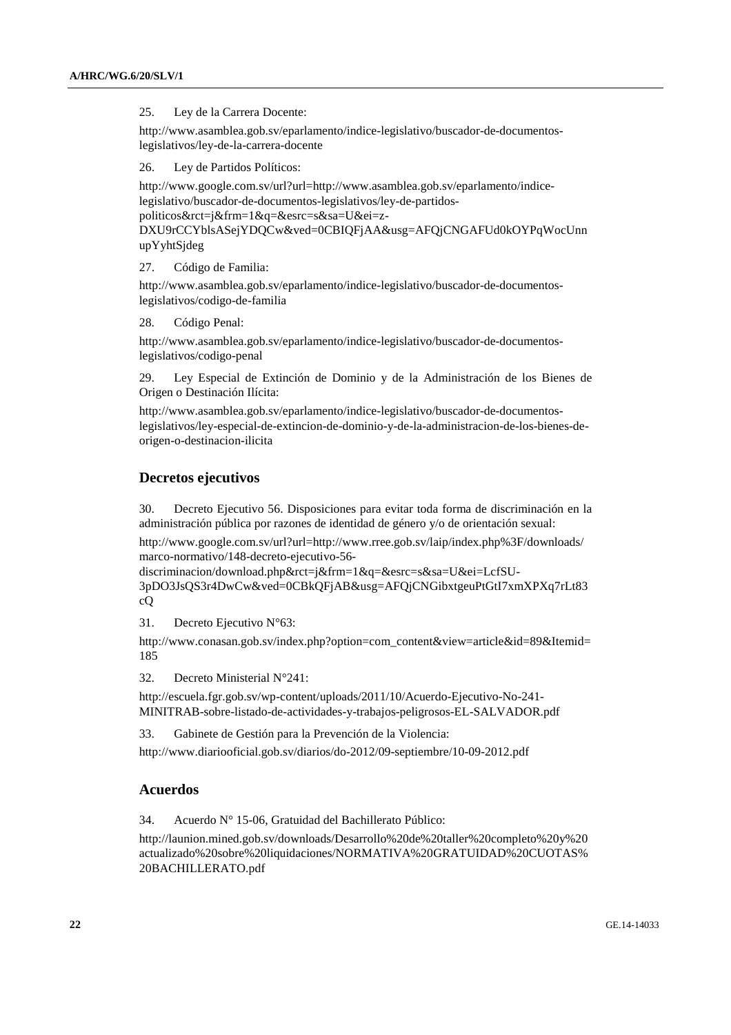25. Ley de la Carrera Docente:

http://www.asamblea.gob.sv/eparlamento/indice-legislativo/buscador-de-documentos-legislativos/ley-de-la-carrera-docente

26. Ley de Partidos Políticos:

http://www.google.com.sv/url?url=http://www.asamblea.gob.sv/eparlamento/indice-legislativo/buscador-de-documentos-legislativos/ley-de-partidos-politicos&rct=j&frm=1&q=&esrc=s&sa=U&ei=z-DXU9rCCYblsASejYDQCw&ved=0CBIQFjAA&usg=AFQjCNGAFUd0kOYPqWocUnnupYyhtSjdeg

27. Código de Familia:

http://www.asamblea.gob.sv/eparlamento/indice-legislativo/buscador-de-documentos-legislativos/codigo-de-familia

28. Código Penal:

http://www.asamblea.gob.sv/eparlamento/indice-legislativo/buscador-de-documentos-legislativos/codigo-penal

29. Ley Especial de Extinción de Dominio y de la Administración de los Bienes de Origen o Destinación Ilícita:

http://www.asamblea.gob.sv/eparlamento/indice-legislativo/buscador-de-documentos-legislativos/ley-especial-de-extincion-de-dominio-y-de-la-administracion-de-los-bienes-de-origen-o-destinacion-ilicita

## Decretos ejecutivos

30. Decreto Ejecutivo 56. Disposiciones para evitar toda forma de discriminación en la administración pública por razones de identidad de género y/o de orientación sexual:

http://www.google.com.sv/url?url=http://www.rree.gob.sv/laip/index.php%3F/downloads/marco-normativo/148-decreto-ejecutivo-56-discriminacion/download.php&rct=j&frm=1&q=&esrc=s&sa=U&ei=LcfSU-3pDO3JsQS3r4DwCw&ved=0CBkQFjAB&usg=AFQjCNGibxtgeuPtGtI7xmXPXq7rLt83cQ

31. Decreto Ejecutivo N°63:

http://www.conasan.gob.sv/index.php?option=com_content&view=article&id=89&Itemid=185

32. Decreto Ministerial N°241:

http://escuela.fgr.gob.sv/wp-content/uploads/2011/10/Acuerdo-Ejecutivo-No-241-MINITRAB-sobre-listado-de-actividades-y-trabajos-peligrosos-EL-SALVADOR.pdf

33. Gabinete de Gestión para la Prevención de la Violencia:

http://www.diariooficial.gob.sv/diarios/do-2012/09-septiembre/10-09-2012.pdf

## Acuerdos

34. Acuerdo N° 15-06, Gratuidad del Bachillerato Público:

http://launion.mined.gob.sv/downloads/Desarrollo%20de%20taller%20completo%20y%20actualizado%20sobre%20liquidaciones/NORMATIVA%20GRATUIDAD%20CUOTAS%20BACHILLERATO.pdf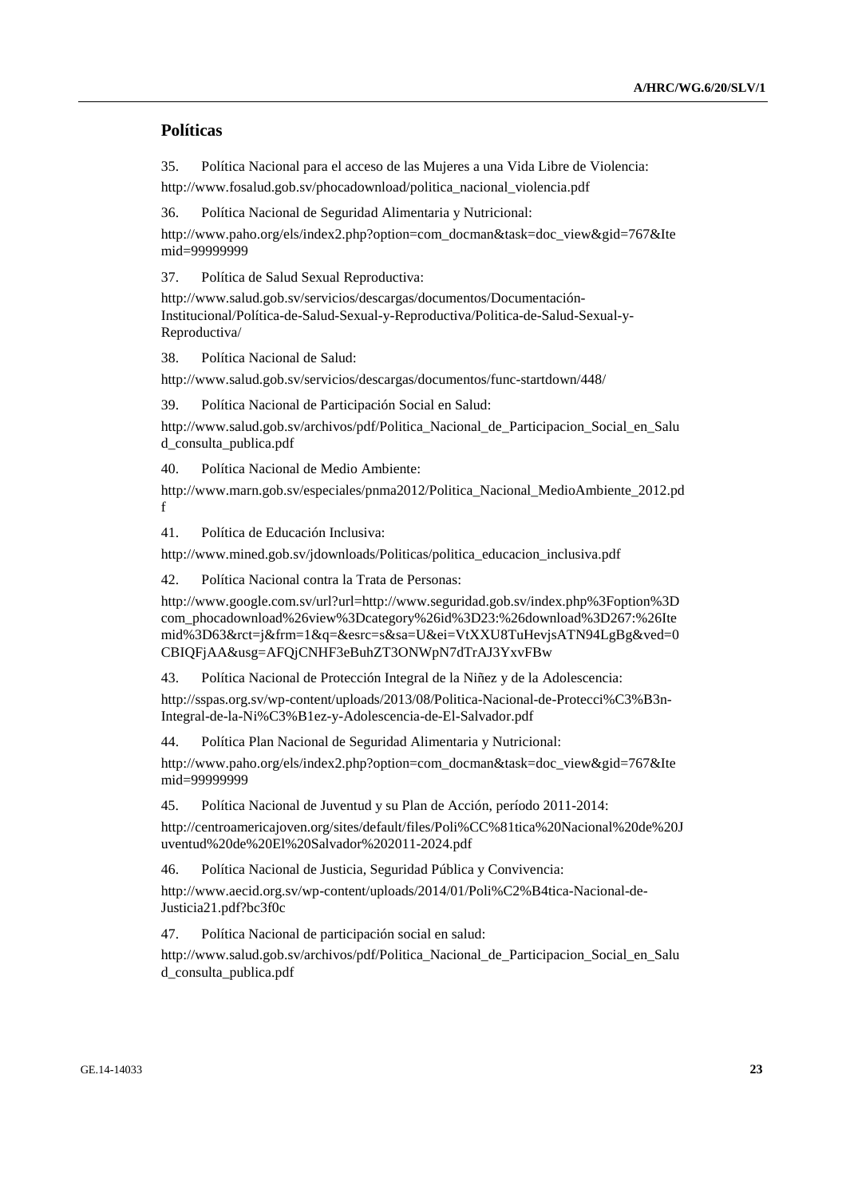## Políticas

35. Política Nacional para el acceso de las Mujeres a una Vida Libre de Violencia: http://www.fosalud.gob.sv/phocadownload/politica_nacional_violencia.pdf

36. Política Nacional de Seguridad Alimentaria y Nutricional: http://www.paho.org/els/index2.php?option=com_docman&task=doc_view&gid=767&Itemid=99999999

37. Política de Salud Sexual Reproductiva: http://www.salud.gob.sv/servicios/descargas/documentos/Documentación-Institucional/Política-de-Salud-Sexual-y-Reproductiva/Politica-de-Salud-Sexual-y-Reproductiva/

38. Política Nacional de Salud: http://www.salud.gob.sv/servicios/descargas/documentos/func-startdown/448/

39. Política Nacional de Participación Social en Salud: http://www.salud.gob.sv/archivos/pdf/Politica_Nacional_de_Participacion_Social_en_Salud_consulta_publica.pdf

40. Política Nacional de Medio Ambiente: http://www.marn.gob.sv/especiales/pnma2012/Politica_Nacional_MedioAmbiente_2012.pdf

41. Política de Educación Inclusiva: http://www.mined.gob.sv/jdownloads/Politicas/politica_educacion_inclusiva.pdf

42. Política Nacional contra la Trata de Personas: http://www.google.com.sv/url?url=http://www.seguridad.gob.sv/index.php%3Foption%3Dcom_phocadownload%26view%3Dcategory%26id%3D23:%26download%3D267:%26Itemid%3D63&rct=j&frm=1&q=&esrc=s&sa=U&ei=VtXXU8TuHevjsATN94LgBg&ved=0CBIQFjAA&usg=AFQjCNHF3eBuhZT3ONWpN7dTrAJ3YxvFBw

43. Política Nacional de Protección Integral de la Niñez y de la Adolescencia: http://sspas.org.sv/wp-content/uploads/2013/08/Politica-Nacional-de-Protecci%C3%B3n-Integral-de-la-Ni%C3%B1ez-y-Adolescencia-de-El-Salvador.pdf

44. Política Plan Nacional de Seguridad Alimentaria y Nutricional: http://www.paho.org/els/index2.php?option=com_docman&task=doc_view&gid=767&Itemid=99999999

45. Política Nacional de Juventud y su Plan de Acción, período 2011-2014: http://centroamericajoven.org/sites/default/files/Poli%CC%81tica%20Nacional%20de%20Juventud%20de%20El%20Salvador%202011-2024.pdf

46. Política Nacional de Justicia, Seguridad Pública y Convivencia: http://www.aecid.org.sv/wp-content/uploads/2014/01/Poli%C2%B4tica-Nacional-de-Justicia21.pdf?bc3f0c

47. Política Nacional de participación social en salud: http://www.salud.gob.sv/archivos/pdf/Politica_Nacional_de_Participacion_Social_en_Salud_consulta_publica.pdf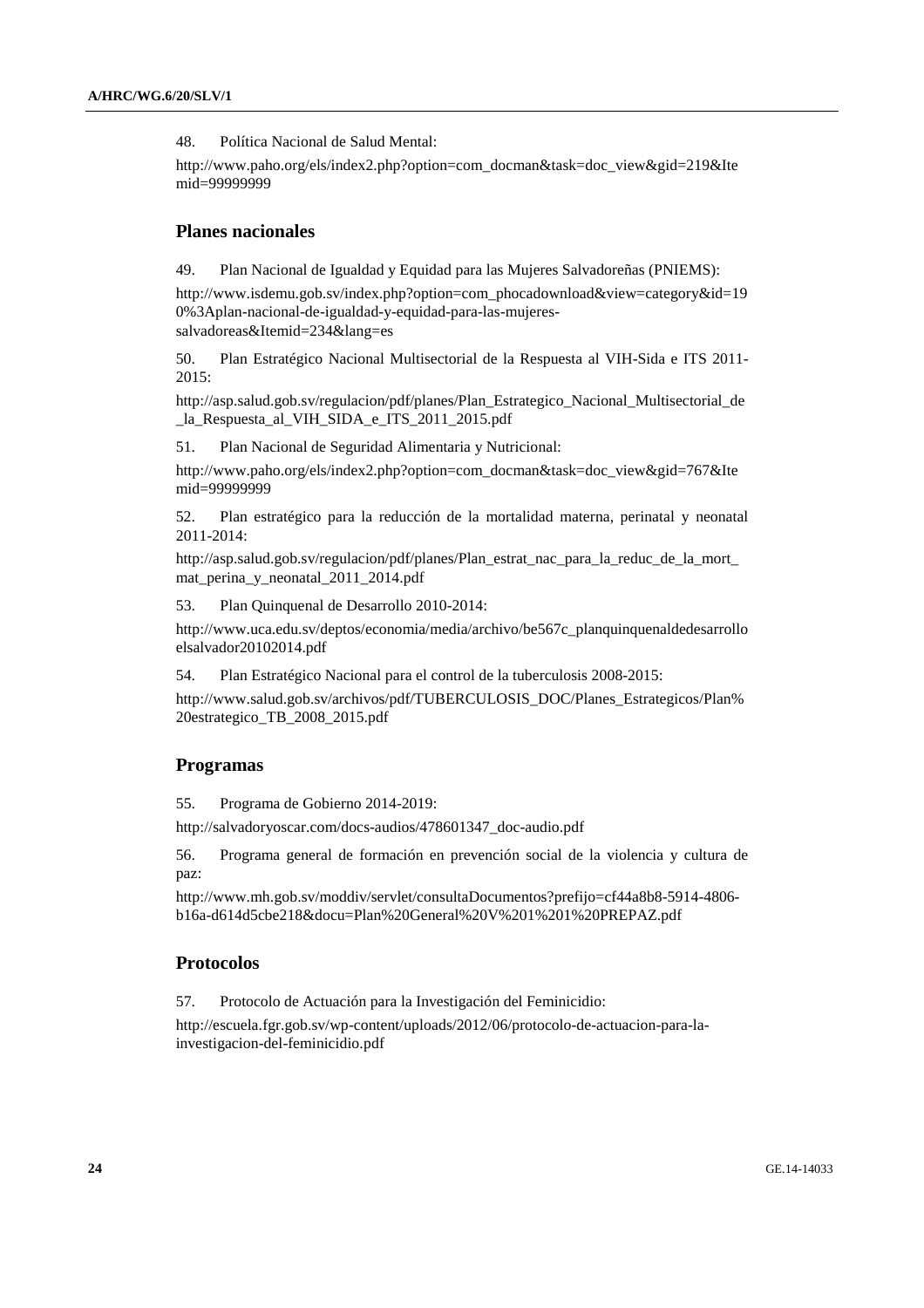48. Política Nacional de Salud Mental:

http://www.paho.org/els/index2.php?option=com_docman&task=doc_view&gid=219&Itemid=99999999

## Planes nacionales

49. Plan Nacional de Igualdad y Equidad para las Mujeres Salvadoreñas (PNIEMS):

http://www.isdemu.gob.sv/index.php?option=com_phocadownload&view=category&id=190%3Aplan-nacional-de-igualdad-y-equidad-para-las-mujeres-salvadoreas&Itemid=234&lang=es

50. Plan Estratégico Nacional Multisectorial de la Respuesta al VIH-Sida e ITS 2011-2015:

http://asp.salud.gob.sv/regulacion/pdf/planes/Plan_Estrategico_Nacional_Multisectorial_de_la_Respuesta_al_VIH_SIDA_e_ITS_2011_2015.pdf

51. Plan Nacional de Seguridad Alimentaria y Nutricional:

http://www.paho.org/els/index2.php?option=com_docman&task=doc_view&gid=767&Itemid=99999999

52. Plan estratégico para la reducción de la mortalidad materna, perinatal y neonatal 2011-2014:

http://asp.salud.gob.sv/regulacion/pdf/planes/Plan_estrat_nac_para_la_reduc_de_la_mort_mat_perina_y_neonatal_2011_2014.pdf

53. Plan Quinquenal de Desarrollo 2010-2014:

http://www.uca.edu.sv/deptos/economia/media/archivo/be567c_planquinquenaldedesarrolloelsalvador20102014.pdf

54. Plan Estratégico Nacional para el control de la tuberculosis 2008-2015:

http://www.salud.gob.sv/archivos/pdf/TUBERCULOSIS_DOC/Planes_Estrategicos/Plan%20estrategico_TB_2008_2015.pdf

## Programas

55. Programa de Gobierno 2014-2019:

http://salvadoryoscar.com/docs-audios/478601347_doc-audio.pdf

56. Programa general de formación en prevención social de la violencia y cultura de paz:

http://www.mh.gob.sv/moddiv/servlet/consultaDocumentos?prefijo=cf44a8b8-5914-4806-b16a-d614d5cbe218&docu=Plan%20General%20V%201%201%20PREPAZ.pdf

## Protocolos

57. Protocolo de Actuación para la Investigación del Feminicidio:

http://escuela.fgr.gob.sv/wp-content/uploads/2012/06/protocolo-de-actuacion-para-la-investigacion-del-feminicidio.pdf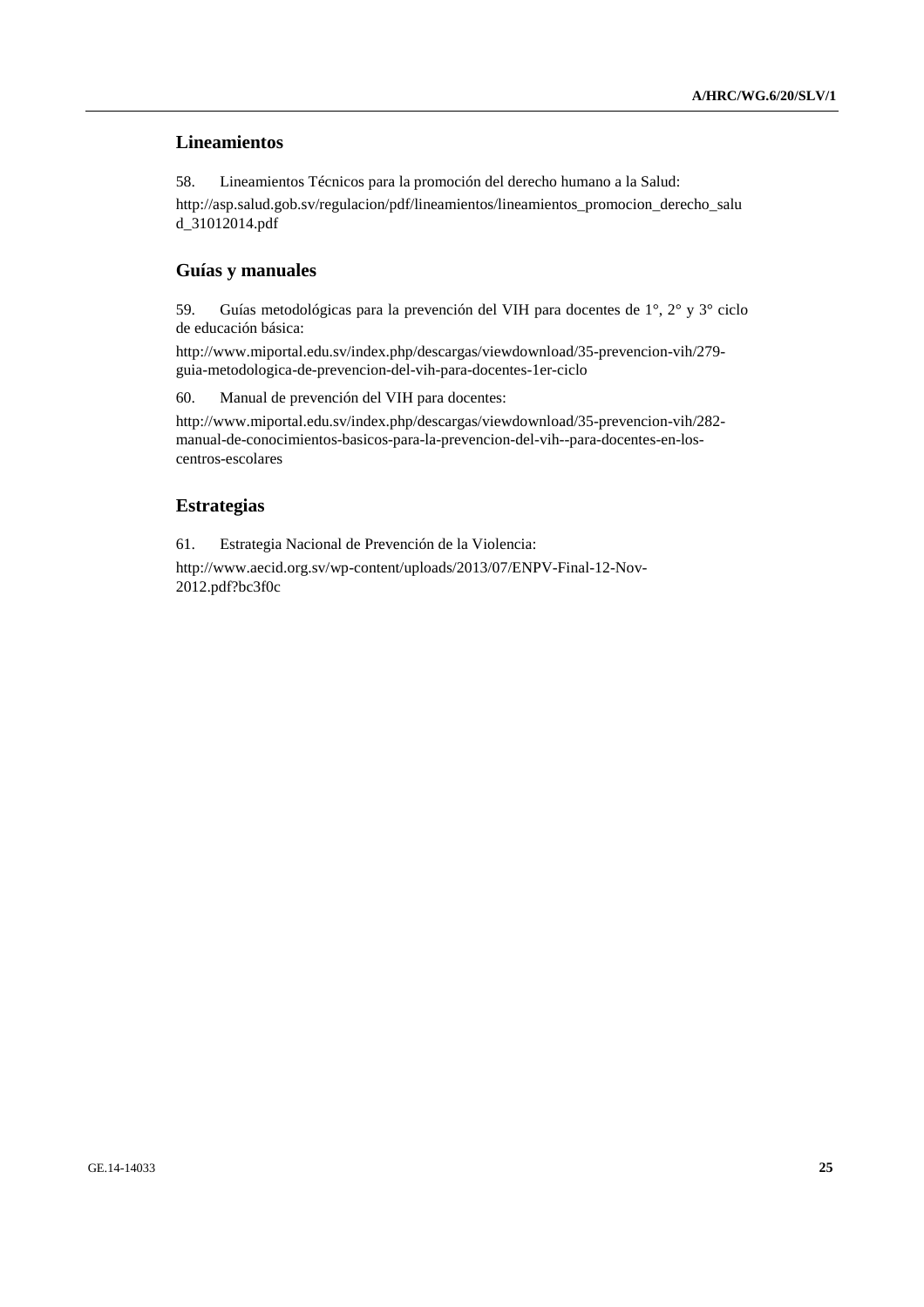## Lineamientos

58. Lineamientos Técnicos para la promoción del derecho humano a la Salud:

http://asp.salud.gob.sv/regulacion/pdf/lineamientos/lineamientos_promocion_derecho_salud_31012014.pdf

## Guías y manuales

59. Guías metodológicas para la prevención del VIH para docentes de 1°, 2° y 3° ciclo de educación básica:

http://www.miportal.edu.sv/index.php/descargas/viewdownload/35-prevencion-vih/279-guia-metodologica-de-prevencion-del-vih-para-docentes-1er-ciclo

60. Manual de prevención del VIH para docentes:

http://www.miportal.edu.sv/index.php/descargas/viewdownload/35-prevencion-vih/282-manual-de-conocimientos-basicos-para-la-prevencion-del-vih--para-docentes-en-los-centros-escolares

## Estrategias

61. Estrategia Nacional de Prevención de la Violencia:

http://www.aecid.org.sv/wp-content/uploads/2013/07/ENPV-Final-12-Nov-2012.pdf?bc3f0c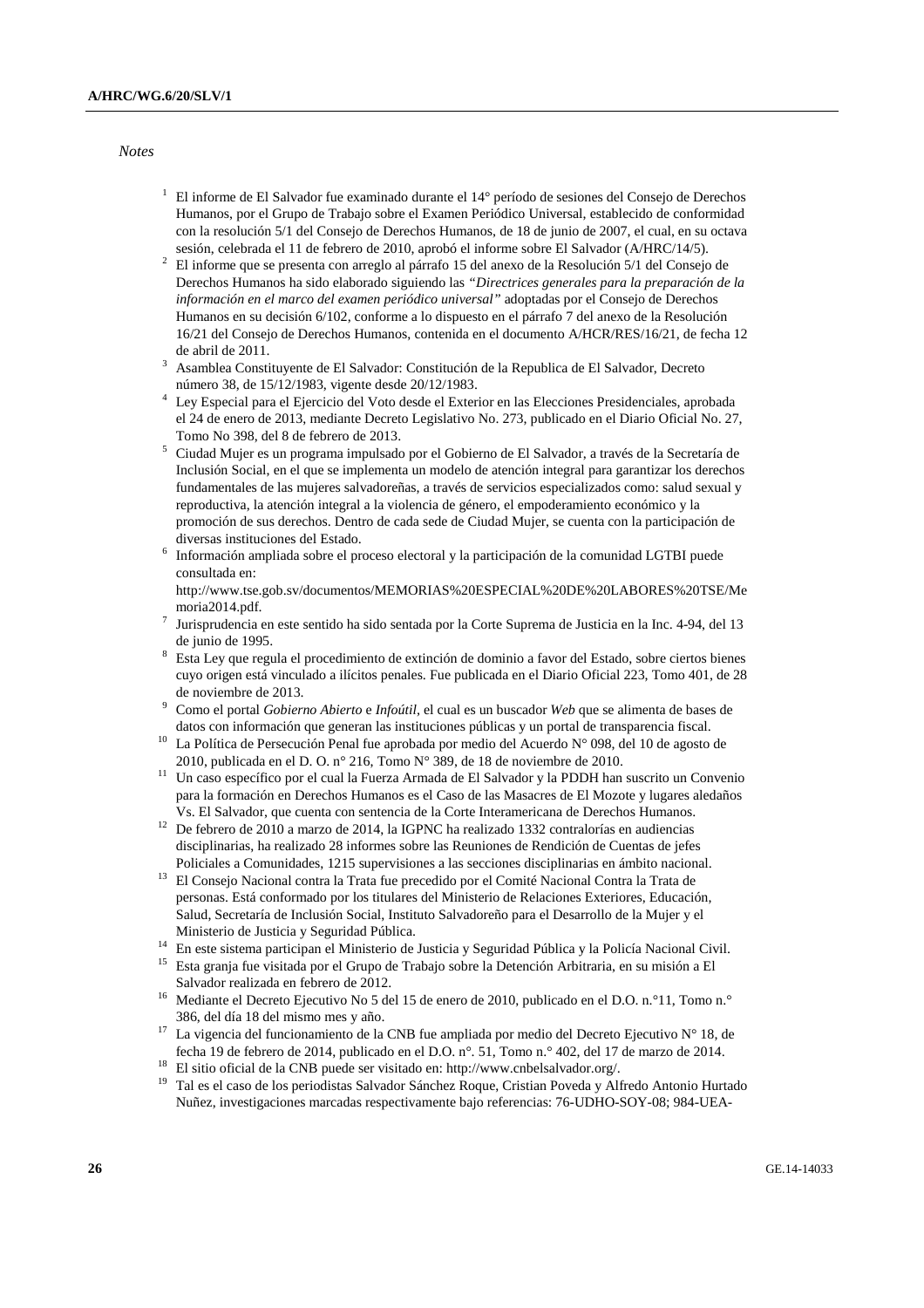*Notes*

[1] El informe de El Salvador fue examinado durante el 14° período de sesiones del Consejo de Derechos Humanos, por el Grupo de Trabajo sobre el Examen Periódico Universal, establecido de conformidad con la resolución 5/1 del Consejo de Derechos Humanos, de 18 de junio de 2007, el cual, en su octava sesión, celebrada el 11 de febrero de 2010, aprobó el informe sobre El Salvador (A/HRC/14/5).

[2] El informe que se presenta con arreglo al párrafo 15 del anexo de la Resolución 5/1 del Consejo de Derechos Humanos ha sido elaborado siguiendo las *"Directrices generales para la preparación de la información en el marco del examen periódico universal"* adoptadas por el Consejo de Derechos Humanos en su decisión 6/102, conforme a lo dispuesto en el párrafo 7 del anexo de la Resolución 16/21 del Consejo de Derechos Humanos, contenida en el documento A/HCR/RES/16/21, de fecha 12 de abril de 2011.

[3] Asamblea Constituyente de El Salvador: Constitución de la Republica de El Salvador, Decreto número 38, de 15/12/1983, vigente desde 20/12/1983.

[4] Ley Especial para el Ejercicio del Voto desde el Exterior en las Elecciones Presidenciales, aprobada el 24 de enero de 2013, mediante Decreto Legislativo No. 273, publicado en el Diario Oficial No. 27, Tomo No 398, del 8 de febrero de 2013.

[5] Ciudad Mujer es un programa impulsado por el Gobierno de El Salvador, a través de la Secretaría de Inclusión Social, en el que se implementa un modelo de atención integral para garantizar los derechos fundamentales de las mujeres salvadoreñas, a través de servicios especializados como: salud sexual y reproductiva, la atención integral a la violencia de género, el empoderamiento económico y la promoción de sus derechos. Dentro de cada sede de Ciudad Mujer, se cuenta con la participación de diversas instituciones del Estado.

[6] Información ampliada sobre el proceso electoral y la participación de la comunidad LGTBI puede consultada en: http://www.tse.gob.sv/documentos/MEMORIAS%20ESPECIAL%20DE%20LABORES%20TSE/Memoria2014.pdf.

[7] Jurisprudencia en este sentido ha sido sentada por la Corte Suprema de Justicia en la Inc. 4-94, del 13 de junio de 1995.

[8] Esta Ley que regula el procedimiento de extinción de dominio a favor del Estado, sobre ciertos bienes cuyo origen está vinculado a ilícitos penales. Fue publicada en el Diario Oficial 223, Tomo 401, de 28 de noviembre de 2013.

[9] Como el portal *Gobierno Abierto* e *Infoútil*, el cual es un buscador *Web* que se alimenta de bases de datos con información que generan las instituciones públicas y un portal de transparencia fiscal.

[10] La Política de Persecución Penal fue aprobada por medio del Acuerdo N° 098, del 10 de agosto de 2010, publicada en el D. O. n° 216, Tomo N° 389, de 18 de noviembre de 2010.

[11] Un caso específico por el cual la Fuerza Armada de El Salvador y la PDDH han suscrito un Convenio para la formación en Derechos Humanos es el Caso de las Masacres de El Mozote y lugares aledaños Vs. El Salvador, que cuenta con sentencia de la Corte Interamericana de Derechos Humanos.

[12] De febrero de 2010 a marzo de 2014, la IGPNC ha realizado 1332 contralorías en audiencias disciplinarias, ha realizado 28 informes sobre las Reuniones de Rendición de Cuentas de jefes Policiales a Comunidades, 1215 supervisiones a las secciones disciplinarias en ámbito nacional.

[13] El Consejo Nacional contra la Trata fue precedido por el Comité Nacional Contra la Trata de personas. Está conformado por los titulares del Ministerio de Relaciones Exteriores, Educación, Salud, Secretaría de Inclusión Social, Instituto Salvadoreño para el Desarrollo de la Mujer y el Ministerio de Justicia y Seguridad Pública.

[14] En este sistema participan el Ministerio de Justicia y Seguridad Pública y la Policía Nacional Civil.

[15] Esta granja fue visitada por el Grupo de Trabajo sobre la Detención Arbitraria, en su misión a El Salvador realizada en febrero de 2012.

[16] Mediante el Decreto Ejecutivo No 5 del 15 de enero de 2010, publicado en el D.O. n.°11, Tomo n.° 386, del día 18 del mismo mes y año.

[17] La vigencia del funcionamiento de la CNB fue ampliada por medio del Decreto Ejecutivo N° 18, de fecha 19 de febrero de 2014, publicado en el D.O. n°. 51, Tomo n.° 402, del 17 de marzo de 2014.

[18] El sitio oficial de la CNB puede ser visitado en: http://www.cnbelsalvador.org/.

[19] Tal es el caso de los periodistas Salvador Sánchez Roque, Cristian Poveda y Alfredo Antonio Hurtado Nuñez, investigaciones marcadas respectivamente bajo referencias: 76-UDHO-SOY-08; 984-UEA-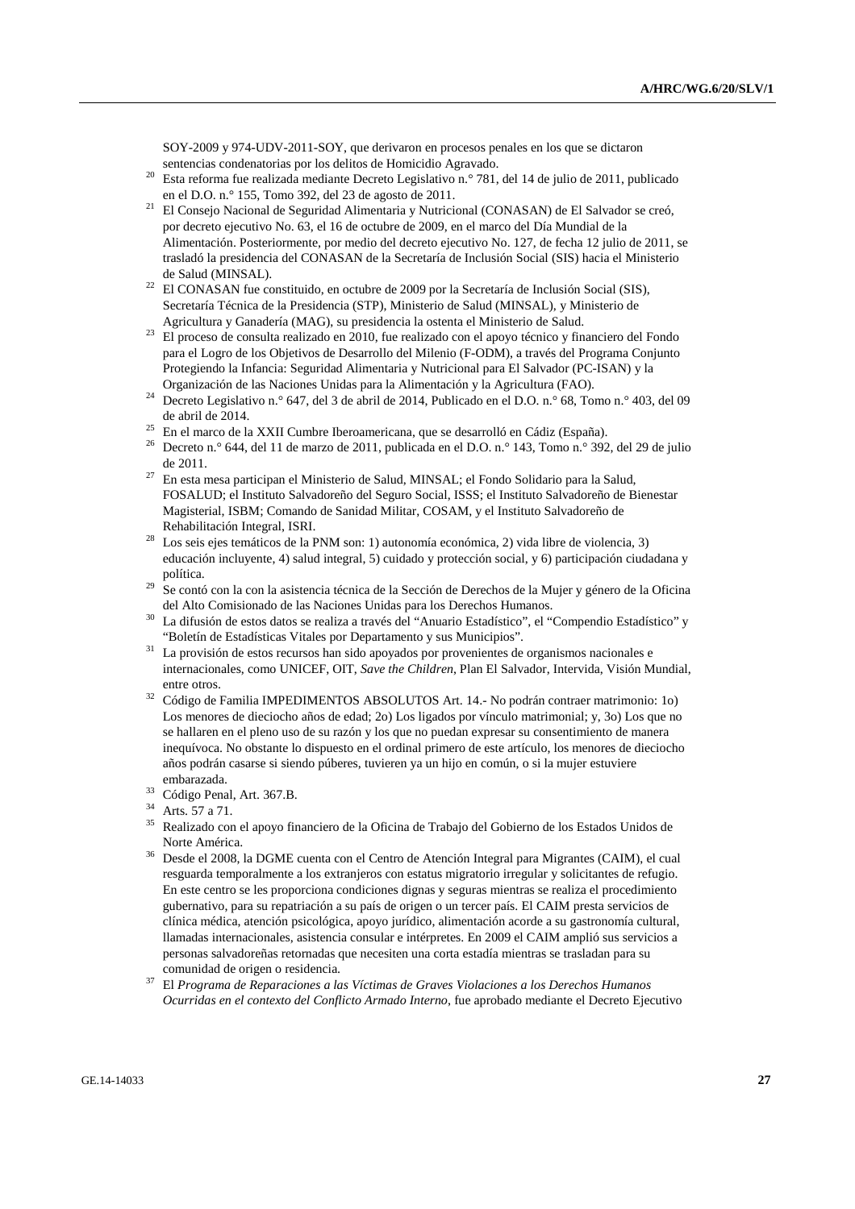SOY-2009 y 974-UDV-2011-SOY, que derivaron en procesos penales en los que se dictaron sentencias condenatorias por los delitos de Homicidio Agravado.

[20] Esta reforma fue realizada mediante Decreto Legislativo n.° 781, del 14 de julio de 2011, publicado en el D.O. n.° 155, Tomo 392, del 23 de agosto de 2011.

[21] El Consejo Nacional de Seguridad Alimentaria y Nutricional (CONASAN) de El Salvador se creó, por decreto ejecutivo No. 63, el 16 de octubre de 2009, en el marco del Día Mundial de la Alimentación. Posteriormente, por medio del decreto ejecutivo No. 127, de fecha 12 julio de 2011, se trasladó la presidencia del CONASAN de la Secretaría de Inclusión Social (SIS) hacia el Ministerio de Salud (MINSAL).

[22] El CONASAN fue constituido, en octubre de 2009 por la Secretaría de Inclusión Social (SIS), Secretaría Técnica de la Presidencia (STP), Ministerio de Salud (MINSAL), y Ministerio de Agricultura y Ganadería (MAG), su presidencia la ostenta el Ministerio de Salud.

[23] El proceso de consulta realizado en 2010, fue realizado con el apoyo técnico y financiero del Fondo para el Logro de los Objetivos de Desarrollo del Milenio (F-ODM), a través del Programa Conjunto Protegiendo la Infancia: Seguridad Alimentaria y Nutricional para El Salvador (PC-ISAN) y la Organización de las Naciones Unidas para la Alimentación y la Agricultura (FAO).

[24] Decreto Legislativo n.° 647, del 3 de abril de 2014, Publicado en el D.O. n.° 68, Tomo n.° 403, del 09 de abril de 2014.

[25] En el marco de la XXII Cumbre Iberoamericana, que se desarrolló en Cádiz (España).

[26] Decreto n.° 644, del 11 de marzo de 2011, publicada en el D.O. n.° 143, Tomo n.° 392, del 29 de julio de 2011.

[27] En esta mesa participan el Ministerio de Salud, MINSAL; el Fondo Solidario para la Salud, FOSALUD; el Instituto Salvadoreño del Seguro Social, ISSS; el Instituto Salvadoreño de Bienestar Magisterial, ISBM; Comando de Sanidad Militar, COSAM, y el Instituto Salvadoreño de Rehabilitación Integral, ISRI.

[28] Los seis ejes temáticos de la PNM son: 1) autonomía económica, 2) vida libre de violencia, 3) educación incluyente, 4) salud integral, 5) cuidado y protección social, y 6) participación ciudadana y política.

[29] Se contó con la con la asistencia técnica de la Sección de Derechos de la Mujer y género de la Oficina del Alto Comisionado de las Naciones Unidas para los Derechos Humanos.

[30] La difusión de estos datos se realiza a través del "Anuario Estadístico", el "Compendio Estadístico" y "Boletín de Estadísticas Vitales por Departamento y sus Municipios".

[31] La provisión de estos recursos han sido apoyados por provenientes de organismos nacionales e internacionales, como UNICEF, OIT, *Save the Children*, Plan El Salvador, Intervida, Visión Mundial, entre otros.

[32] Código de Familia IMPEDIMENTOS ABSOLUTOS Art. 14.- No podrán contraer matrimonio: 1o) Los menores de dieciocho años de edad; 2o) Los ligados por vínculo matrimonial; y, 3o) Los que no se hallaren en el pleno uso de su razón y los que no puedan expresar su consentimiento de manera inequívoca. No obstante lo dispuesto en el ordinal primero de este artículo, los menores de dieciocho años podrán casarse si siendo púberes, tuvieren ya un hijo en común, o si la mujer estuviere embarazada.

[33] Código Penal, Art. 367.B.

[34] Arts. 57 a 71.

[35] Realizado con el apoyo financiero de la Oficina de Trabajo del Gobierno de los Estados Unidos de Norte América.

[36] Desde el 2008, la DGME cuenta con el Centro de Atención Integral para Migrantes (CAIM), el cual resguarda temporalmente a los extranjeros con estatus migratorio irregular y solicitantes de refugio. En este centro se les proporciona condiciones dignas y seguras mientras se realiza el procedimiento gubernativo, para su repatriación a su país de origen o un tercer país. El CAIM presta servicios de clínica médica, atención psicológica, apoyo jurídico, alimentación acorde a su gastronomía cultural, llamadas internacionales, asistencia consular e intérpretes. En 2009 el CAIM amplió sus servicios a personas salvadoreñas retornadas que necesiten una corta estadía mientras se trasladan para su comunidad de origen o residencia.

[37] El *Programa de Reparaciones a las Víctimas de Graves Violaciones a los Derechos Humanos Ocurridas en el contexto del Conflicto Armado Interno*, fue aprobado mediante el Decreto Ejecutivo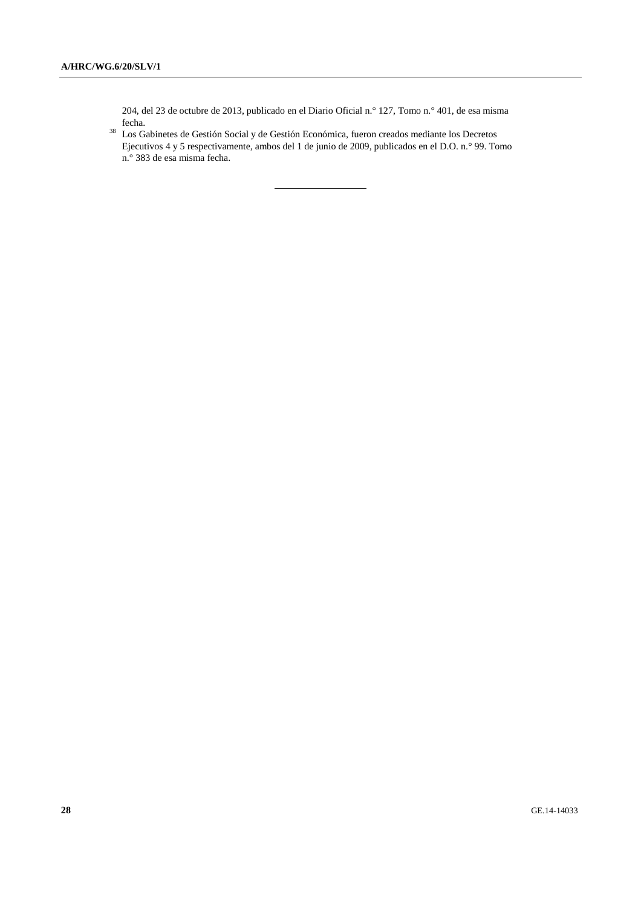204, del 23 de octubre de 2013, publicado en el Diario Oficial n.° 127, Tomo n.° 401, de esa misma fecha.

[38] Los Gabinetes de Gestión Social y de Gestión Económica, fueron creados mediante los Decretos Ejecutivos 4 y 5 respectivamente, ambos del 1 de junio de 2009, publicados en el D.O. n.° 99. Tomo n.° 383 de esa misma fecha.

---